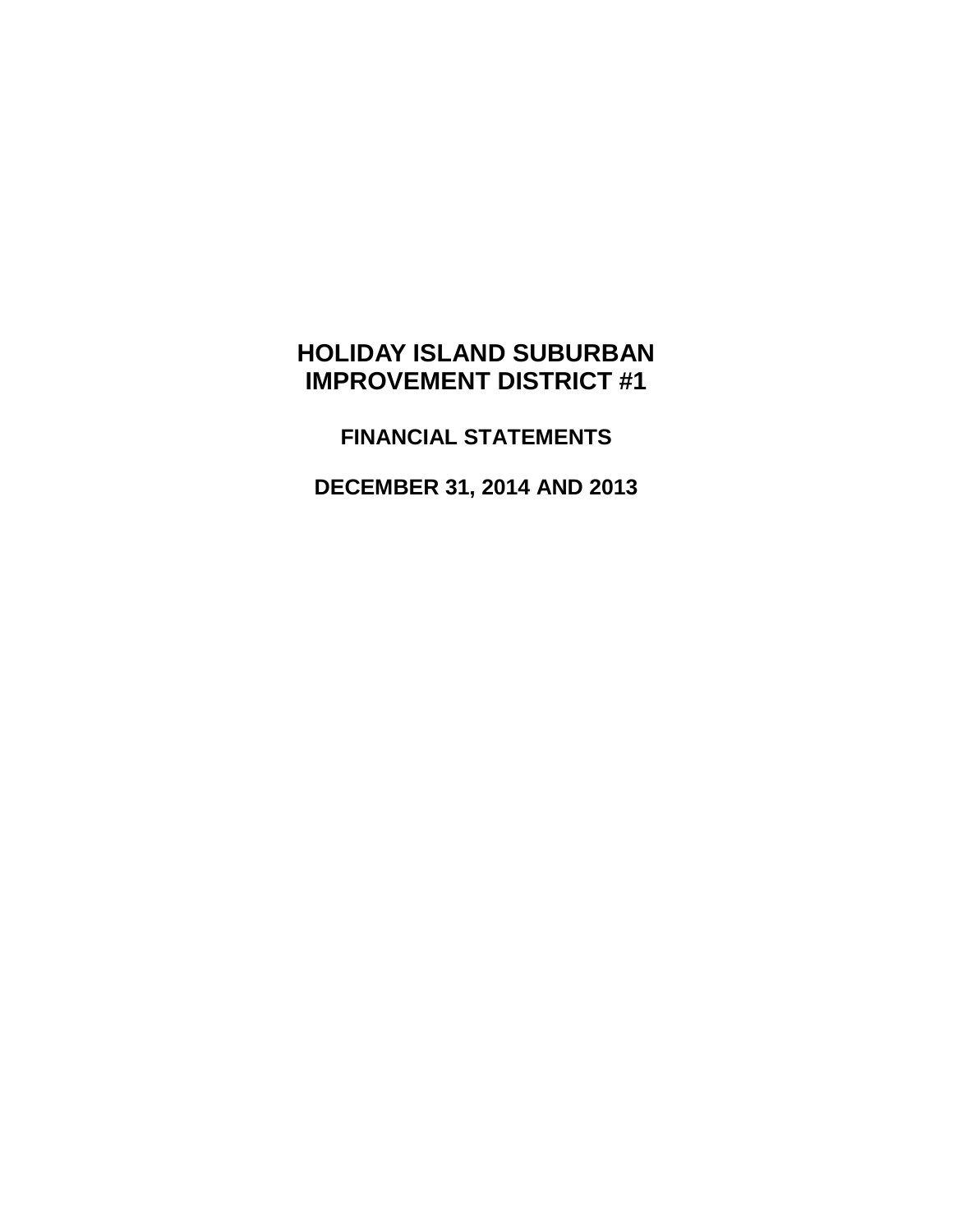# HOLIDAY ISLAND SUBURBAN IMPROVEMENT DISTRICT #1

## FINANCIAL STATEMENTS

## DECEMBER 31, 2014 AND 2013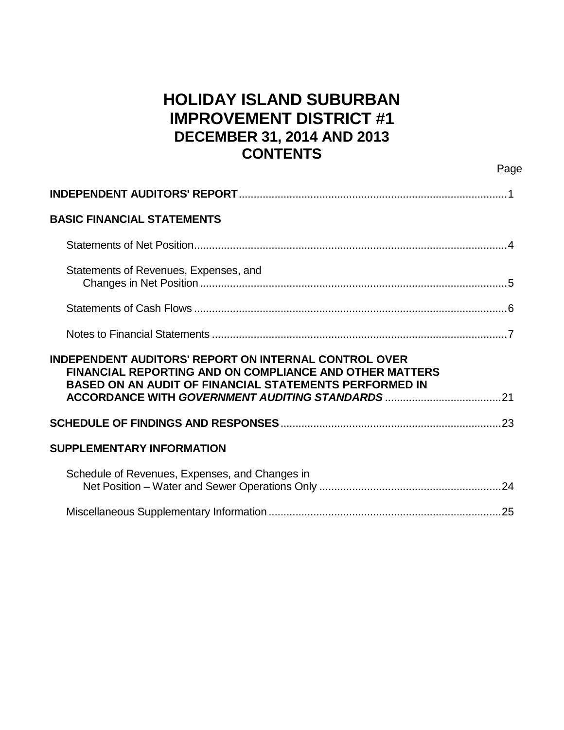# HOLIDAY ISLAND SUBURBAN IMPROVEMENT DISTRICT #1
## DECEMBER 31, 2014 AND 2013
## CONTENTS

| | Page |
|---|---|
| **INDEPENDENT AUDITORS' REPORT** | 1 |
| **BASIC FINANCIAL STATEMENTS** | |
| Statements of Net Position | 4 |
| Statements of Revenues, Expenses, and Changes in Net Position | 5 |
| Statements of Cash Flows | 6 |
| Notes to Financial Statements | 7 |
| **INDEPENDENT AUDITORS' REPORT ON INTERNAL CONTROL OVER FINANCIAL REPORTING AND ON COMPLIANCE AND OTHER MATTERS BASED ON AN AUDIT OF FINANCIAL STATEMENTS PERFORMED IN ACCORDANCE WITH *GOVERNMENT AUDITING STANDARDS*** | 21 |
| **SCHEDULE OF FINDINGS AND RESPONSES** | 23 |
| **SUPPLEMENTARY INFORMATION** | |
| Schedule of Revenues, Expenses, and Changes in Net Position – Water and Sewer Operations Only | 24 |
| Miscellaneous Supplementary Information | 25 |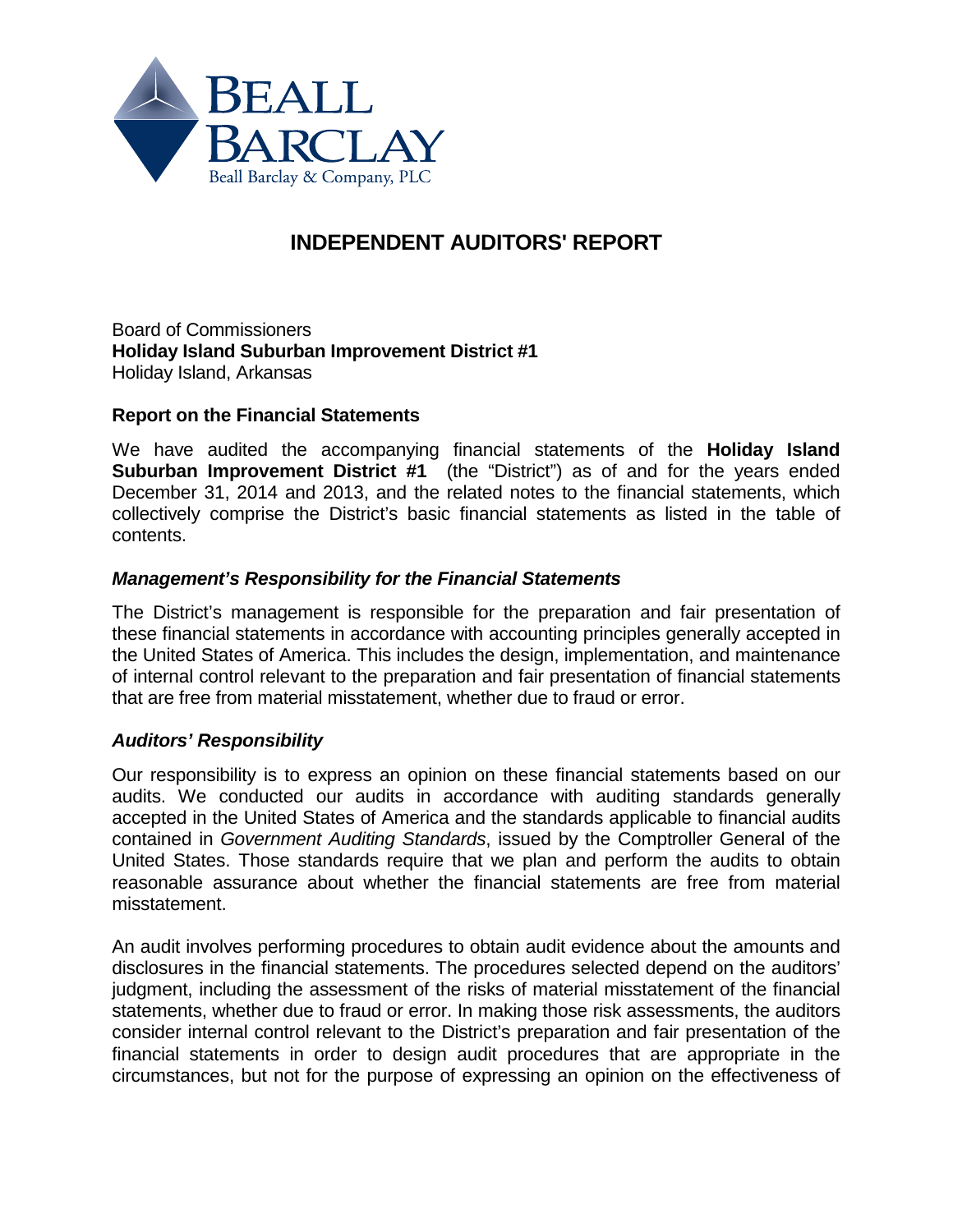BEALL BARCLAY

Beall Barclay & Company, PLC

# INDEPENDENT AUDITORS' REPORT

Board of Commissioners
**Holiday Island Suburban Improvement District #1**
Holiday Island, Arkansas

## Report on the Financial Statements

We have audited the accompanying financial statements of the **Holiday Island Suburban Improvement District #1** (the "District") as of and for the years ended December 31, 2014 and 2013, and the related notes to the financial statements, which collectively comprise the District's basic financial statements as listed in the table of contents.

### *Management's Responsibility for the Financial Statements*

The District's management is responsible for the preparation and fair presentation of these financial statements in accordance with accounting principles generally accepted in the United States of America. This includes the design, implementation, and maintenance of internal control relevant to the preparation and fair presentation of financial statements that are free from material misstatement, whether due to fraud or error.

### *Auditors' Responsibility*

Our responsibility is to express an opinion on these financial statements based on our audits. We conducted our audits in accordance with auditing standards generally accepted in the United States of America and the standards applicable to financial audits contained in *Government Auditing Standards*, issued by the Comptroller General of the United States. Those standards require that we plan and perform the audits to obtain reasonable assurance about whether the financial statements are free from material misstatement.

An audit involves performing procedures to obtain audit evidence about the amounts and disclosures in the financial statements. The procedures selected depend on the auditors' judgment, including the assessment of the risks of material misstatement of the financial statements, whether due to fraud or error. In making those risk assessments, the auditors consider internal control relevant to the District's preparation and fair presentation of the financial statements in order to design audit procedures that are appropriate in the circumstances, but not for the purpose of expressing an opinion on the effectiveness of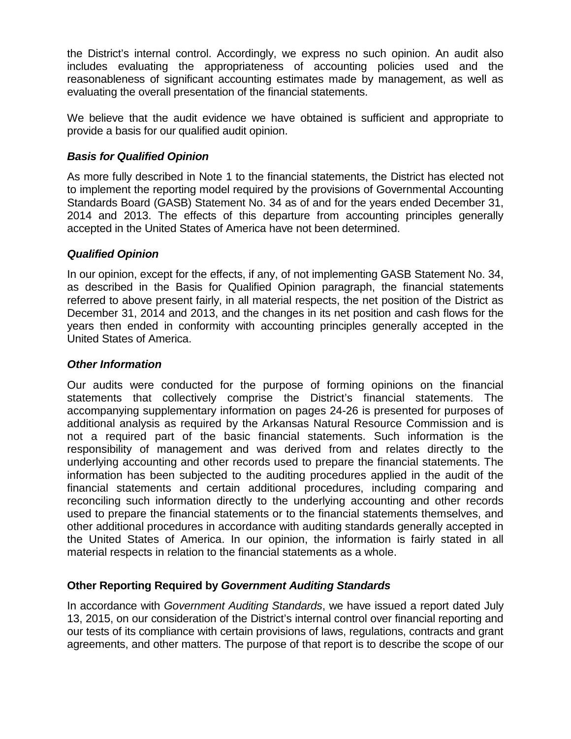the District's internal control. Accordingly, we express no such opinion. An audit also includes evaluating the appropriateness of accounting policies used and the reasonableness of significant accounting estimates made by management, as well as evaluating the overall presentation of the financial statements.

We believe that the audit evidence we have obtained is sufficient and appropriate to provide a basis for our qualified audit opinion.

### *Basis for Qualified Opinion*

As more fully described in Note 1 to the financial statements, the District has elected not to implement the reporting model required by the provisions of Governmental Accounting Standards Board (GASB) Statement No. 34 as of and for the years ended December 31, 2014 and 2013. The effects of this departure from accounting principles generally accepted in the United States of America have not been determined.

### *Qualified Opinion*

In our opinion, except for the effects, if any, of not implementing GASB Statement No. 34, as described in the Basis for Qualified Opinion paragraph, the financial statements referred to above present fairly, in all material respects, the net position of the District as December 31, 2014 and 2013, and the changes in its net position and cash flows for the years then ended in conformity with accounting principles generally accepted in the United States of America.

### *Other Information*

Our audits were conducted for the purpose of forming opinions on the financial statements that collectively comprise the District's financial statements. The accompanying supplementary information on pages 24-26 is presented for purposes of additional analysis as required by the Arkansas Natural Resource Commission and is not a required part of the basic financial statements. Such information is the responsibility of management and was derived from and relates directly to the underlying accounting and other records used to prepare the financial statements. The information has been subjected to the auditing procedures applied in the audit of the financial statements and certain additional procedures, including comparing and reconciling such information directly to the underlying accounting and other records used to prepare the financial statements or to the financial statements themselves, and other additional procedures in accordance with auditing standards generally accepted in the United States of America. In our opinion, the information is fairly stated in all material respects in relation to the financial statements as a whole.

## Other Reporting Required by *Government Auditing Standards*

In accordance with *Government Auditing Standards*, we have issued a report dated July 13, 2015, on our consideration of the District's internal control over financial reporting and our tests of its compliance with certain provisions of laws, regulations, contracts and grant agreements, and other matters. The purpose of that report is to describe the scope of our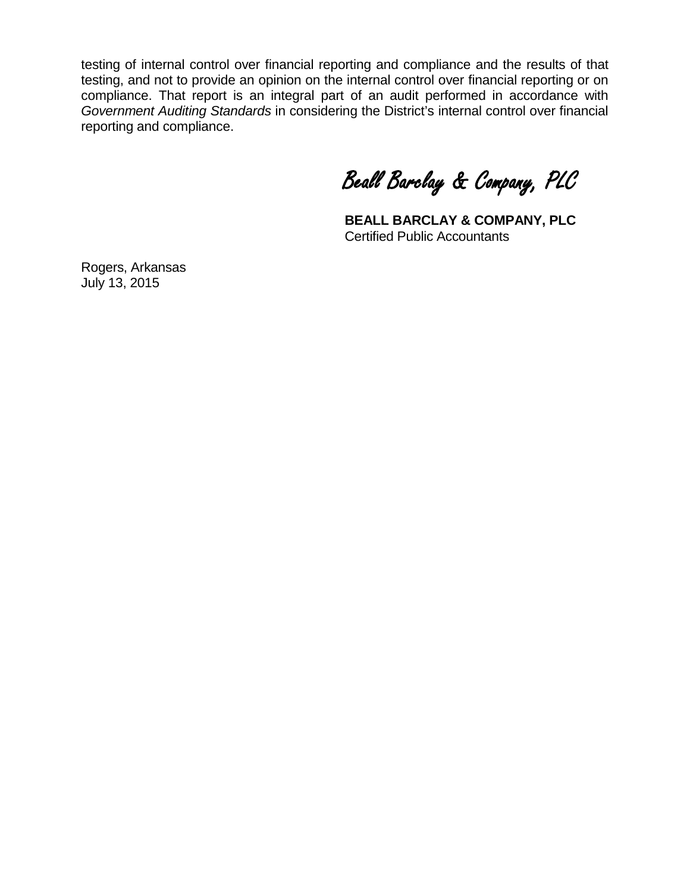testing of internal control over financial reporting and compliance and the results of that testing, and not to provide an opinion on the internal control over financial reporting or on compliance. That report is an integral part of an audit performed in accordance with *Government Auditing Standards* in considering the District's internal control over financial reporting and compliance.

*Beall Barclay & Company, PLC*

**BEALL BARCLAY & COMPANY, PLC**
Certified Public Accountants

Rogers, Arkansas
July 13, 2015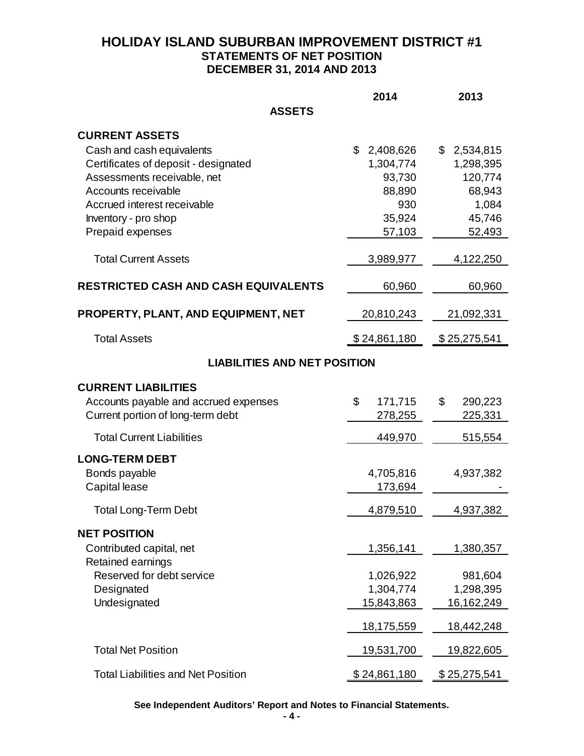# HOLIDAY ISLAND SUBURBAN IMPROVEMENT DISTRICT #1

## STATEMENTS OF NET POSITION

## DECEMBER 31, 2014 AND 2013

| | 2014 | 2013 |
|---|---|---|
| **ASSETS** | | |
| **CURRENT ASSETS** | | |
| Cash and cash equivalents | $ 2,408,626 | $ 2,534,815 |
| Certificates of deposit - designated | 1,304,774 | 1,298,395 |
| Assessments receivable, net | 93,730 | 120,774 |
| Accounts receivable | 88,890 | 68,943 |
| Accrued interest receivable | 930 | 1,084 |
| Inventory - pro shop | 35,924 | 45,746 |
| Prepaid expenses | 57,103 | 52,493 |
| Total Current Assets | 3,989,977 | 4,122,250 |
| **RESTRICTED CASH AND CASH EQUIVALENTS** | 60,960 | 60,960 |
| **PROPERTY, PLANT, AND EQUIPMENT, NET** | 20,810,243 | 21,092,331 |
| Total Assets | $ 24,861,180 | $ 25,275,541 |
| **LIABILITIES AND NET POSITION** | | |
| **CURRENT LIABILITIES** | | |
| Accounts payable and accrued expenses | $ 171,715 | $ 290,223 |
| Current portion of long-term debt | 278,255 | 225,331 |
| Total Current Liabilities | 449,970 | 515,554 |
| **LONG-TERM DEBT** | | |
| Bonds payable | 4,705,816 | 4,937,382 |
| Capital lease | 173,694 | - |
| Total Long-Term Debt | 4,879,510 | 4,937,382 |
| **NET POSITION** | | |
| Contributed capital, net | 1,356,141 | 1,380,357 |
| Retained earnings | | |
| Reserved for debt service | 1,026,922 | 981,604 |
| Designated | 1,304,774 | 1,298,395 |
| Undesignated | 15,843,863 | 16,162,249 |
| | 18,175,559 | 18,442,248 |
| Total Net Position | 19,531,700 | 19,822,605 |
| Total Liabilities and Net Position | $ 24,861,180 | $ 25,275,541 |

**See Independent Auditors' Report and Notes to Financial Statements.**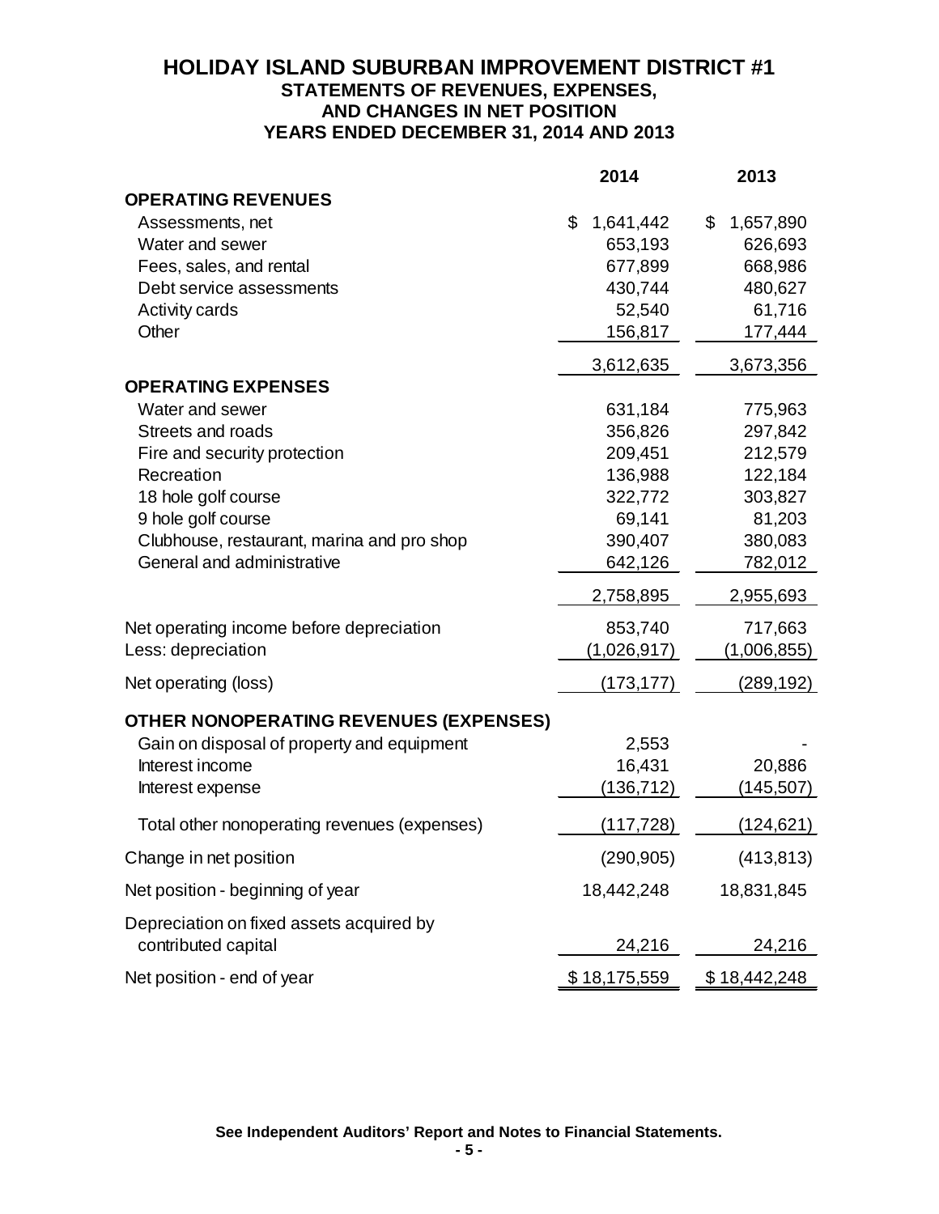# HOLIDAY ISLAND SUBURBAN IMPROVEMENT DISTRICT #1

## STATEMENTS OF REVENUES, EXPENSES, AND CHANGES IN NET POSITION

## YEARS ENDED DECEMBER 31, 2014 AND 2013

| | 2014 | 2013 |
|---|---|---|
| **OPERATING REVENUES** | | |
| Assessments, net | $ 1,641,442 | $ 1,657,890 |
| Water and sewer | 653,193 | 626,693 |
| Fees, sales, and rental | 677,899 | 668,986 |
| Debt service assessments | 430,744 | 480,627 |
| Activity cards | 52,540 | 61,716 |
| Other | 156,817 | 177,444 |
| | 3,612,635 | 3,673,356 |
| **OPERATING EXPENSES** | | |
| Water and sewer | 631,184 | 775,963 |
| Streets and roads | 356,826 | 297,842 |
| Fire and security protection | 209,451 | 212,579 |
| Recreation | 136,988 | 122,184 |
| 18 hole golf course | 322,772 | 303,827 |
| 9 hole golf course | 69,141 | 81,203 |
| Clubhouse, restaurant, marina and pro shop | 390,407 | 380,083 |
| General and administrative | 642,126 | 782,012 |
| | 2,758,895 | 2,955,693 |
| Net operating income before depreciation | 853,740 | 717,663 |
| Less: depreciation | (1,026,917) | (1,006,855) |
| Net operating (loss) | (173,177) | (289,192) |
| **OTHER NONOPERATING REVENUES (EXPENSES)** | | |
| Gain on disposal of property and equipment | 2,553 | - |
| Interest income | 16,431 | 20,886 |
| Interest expense | (136,712) | (145,507) |
| Total other nonoperating revenues (expenses) | (117,728) | (124,621) |
| Change in net position | (290,905) | (413,813) |
| Net position - beginning of year | 18,442,248 | 18,831,845 |
| Depreciation on fixed assets acquired by contributed capital | 24,216 | 24,216 |
| Net position - end of year | $ 18,175,559 | $ 18,442,248 |

**See Independent Auditors' Report and Notes to Financial Statements.**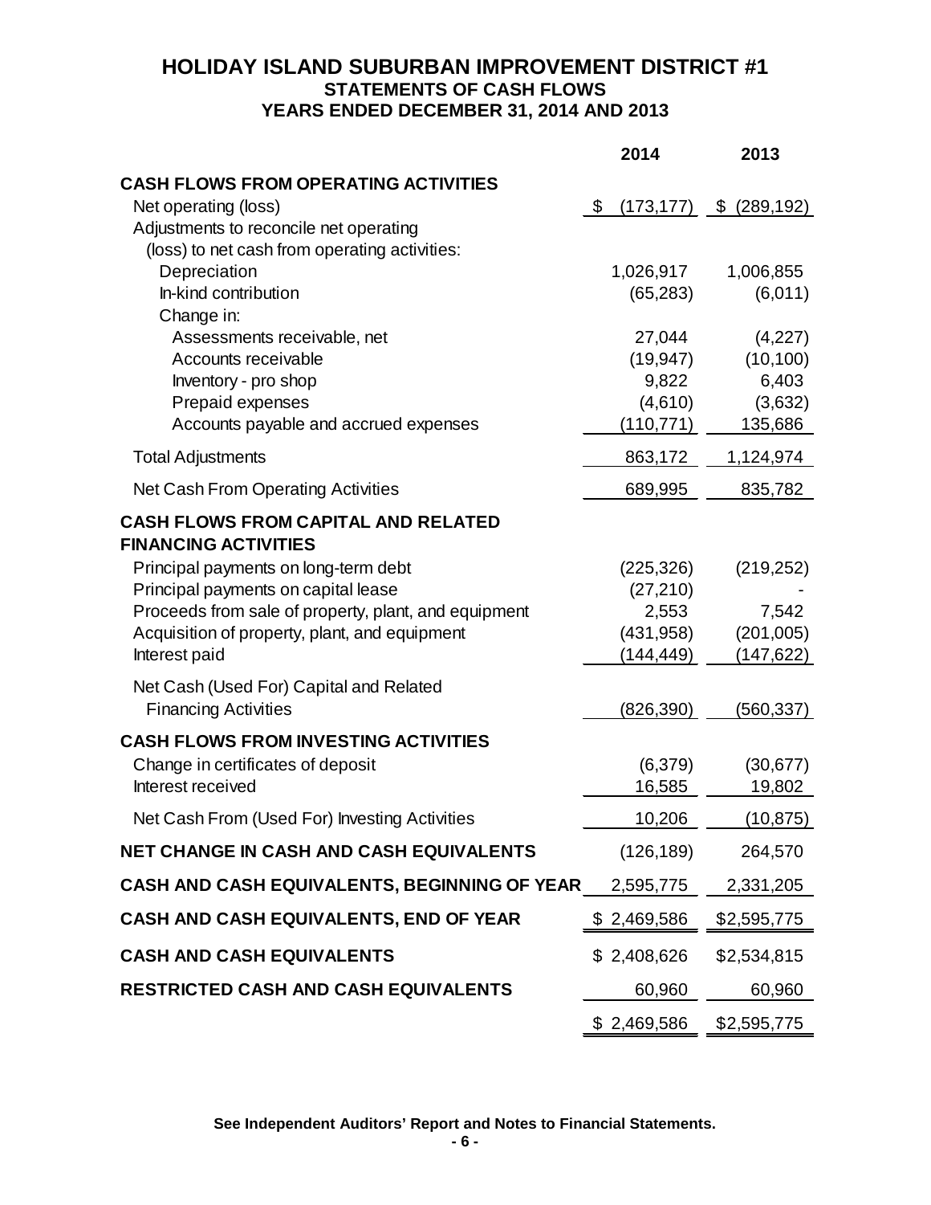# HOLIDAY ISLAND SUBURBAN IMPROVEMENT DISTRICT #1
## STATEMENTS OF CASH FLOWS
## YEARS ENDED DECEMBER 31, 2014 AND 2013

| | 2014 | 2013 |
|---|---|---|
| **CASH FLOWS FROM OPERATING ACTIVITIES** | | |
| Net operating (loss) | $ (173,177) | $ (289,192) |
| Adjustments to reconcile net operating (loss) to net cash from operating activities: | | |
| Depreciation | 1,026,917 | 1,006,855 |
| In-kind contribution | (65,283) | (6,011) |
| Change in: | | |
| Assessments receivable, net | 27,044 | (4,227) |
| Accounts receivable | (19,947) | (10,100) |
| Inventory - pro shop | 9,822 | 6,403 |
| Prepaid expenses | (4,610) | (3,632) |
| Accounts payable and accrued expenses | (110,771) | 135,686 |
| Total Adjustments | 863,172 | 1,124,974 |
| Net Cash From Operating Activities | 689,995 | 835,782 |
| **CASH FLOWS FROM CAPITAL AND RELATED FINANCING ACTIVITIES** | | |
| Principal payments on long-term debt | (225,326) | (219,252) |
| Principal payments on capital lease | (27,210) | - |
| Proceeds from sale of property, plant, and equipment | 2,553 | 7,542 |
| Acquisition of property, plant, and equipment | (431,958) | (201,005) |
| Interest paid | (144,449) | (147,622) |
| Net Cash (Used For) Capital and Related Financing Activities | (826,390) | (560,337) |
| **CASH FLOWS FROM INVESTING ACTIVITIES** | | |
| Change in certificates of deposit | (6,379) | (30,677) |
| Interest received | 16,585 | 19,802 |
| Net Cash From (Used For) Investing Activities | 10,206 | (10,875) |
| **NET CHANGE IN CASH AND CASH EQUIVALENTS** | (126,189) | 264,570 |
| **CASH AND CASH EQUIVALENTS, BEGINNING OF YEAR** | 2,595,775 | 2,331,205 |
| **CASH AND CASH EQUIVALENTS, END OF YEAR** | $ 2,469,586 | $2,595,775 |
| **CASH AND CASH EQUIVALENTS** | $ 2,408,626 | $2,534,815 |
| **RESTRICTED CASH AND CASH EQUIVALENTS** | 60,960 | 60,960 |
| | $ 2,469,586 | $2,595,775 |

**See Independent Auditors' Report and Notes to Financial Statements.**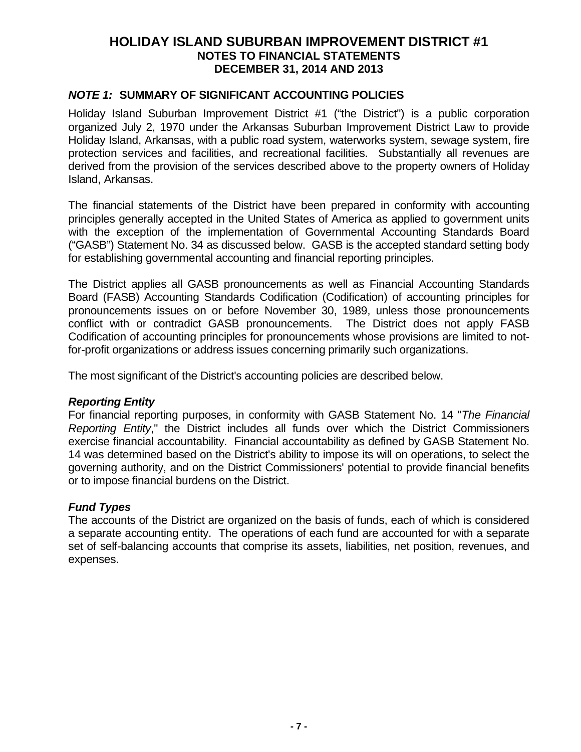# HOLIDAY ISLAND SUBURBAN IMPROVEMENT DISTRICT #1
## NOTES TO FINANCIAL STATEMENTS
## DECEMBER 31, 2014 AND 2013

### *NOTE 1:* SUMMARY OF SIGNIFICANT ACCOUNTING POLICIES

Holiday Island Suburban Improvement District #1 ("the District") is a public corporation organized July 2, 1970 under the Arkansas Suburban Improvement District Law to provide Holiday Island, Arkansas, with a public road system, waterworks system, sewage system, fire protection services and facilities, and recreational facilities. Substantially all revenues are derived from the provision of the services described above to the property owners of Holiday Island, Arkansas.

The financial statements of the District have been prepared in conformity with accounting principles generally accepted in the United States of America as applied to government units with the exception of the implementation of Governmental Accounting Standards Board ("GASB") Statement No. 34 as discussed below. GASB is the accepted standard setting body for establishing governmental accounting and financial reporting principles.

The District applies all GASB pronouncements as well as Financial Accounting Standards Board (FASB) Accounting Standards Codification (Codification) of accounting principles for pronouncements issues on or before November 30, 1989, unless those pronouncements conflict with or contradict GASB pronouncements. The District does not apply FASB Codification of accounting principles for pronouncements whose provisions are limited to not-for-profit organizations or address issues concerning primarily such organizations.

The most significant of the District's accounting policies are described below.

#### *Reporting Entity*

For financial reporting purposes, in conformity with GASB Statement No. 14 "*The Financial Reporting Entity*," the District includes all funds over which the District Commissioners exercise financial accountability. Financial accountability as defined by GASB Statement No. 14 was determined based on the District's ability to impose its will on operations, to select the governing authority, and on the District Commissioners' potential to provide financial benefits or to impose financial burdens on the District.

#### *Fund Types*

The accounts of the District are organized on the basis of funds, each of which is considered a separate accounting entity. The operations of each fund are accounted for with a separate set of self-balancing accounts that comprise its assets, liabilities, net position, revenues, and expenses.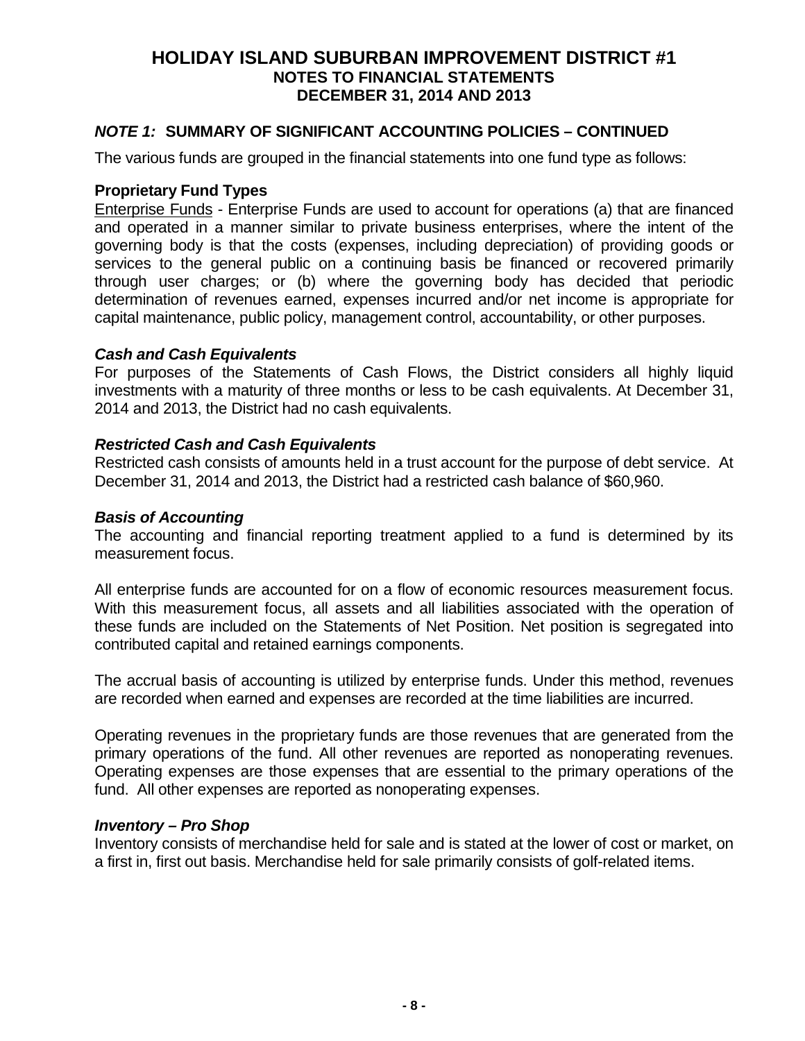## *NOTE 1:* SUMMARY OF SIGNIFICANT ACCOUNTING POLICIES – CONTINUED

The various funds are grouped in the financial statements into one fund type as follows:

### Proprietary Fund Types

Enterprise Funds - Enterprise Funds are used to account for operations (a) that are financed and operated in a manner similar to private business enterprises, where the intent of the governing body is that the costs (expenses, including depreciation) of providing goods or services to the general public on a continuing basis be financed or recovered primarily through user charges; or (b) where the governing body has decided that periodic determination of revenues earned, expenses incurred and/or net income is appropriate for capital maintenance, public policy, management control, accountability, or other purposes.

### *Cash and Cash Equivalents*

For purposes of the Statements of Cash Flows, the District considers all highly liquid investments with a maturity of three months or less to be cash equivalents. At December 31, 2014 and 2013, the District had no cash equivalents.

### *Restricted Cash and Cash Equivalents*

Restricted cash consists of amounts held in a trust account for the purpose of debt service. At December 31, 2014 and 2013, the District had a restricted cash balance of $60,960.

### *Basis of Accounting*

The accounting and financial reporting treatment applied to a fund is determined by its measurement focus.

All enterprise funds are accounted for on a flow of economic resources measurement focus. With this measurement focus, all assets and all liabilities associated with the operation of these funds are included on the Statements of Net Position. Net position is segregated into contributed capital and retained earnings components.

The accrual basis of accounting is utilized by enterprise funds. Under this method, revenues are recorded when earned and expenses are recorded at the time liabilities are incurred.

Operating revenues in the proprietary funds are those revenues that are generated from the primary operations of the fund. All other revenues are reported as nonoperating revenues. Operating expenses are those expenses that are essential to the primary operations of the fund. All other expenses are reported as nonoperating expenses.

### *Inventory – Pro Shop*

Inventory consists of merchandise held for sale and is stated at the lower of cost or market, on a first in, first out basis. Merchandise held for sale primarily consists of golf-related items.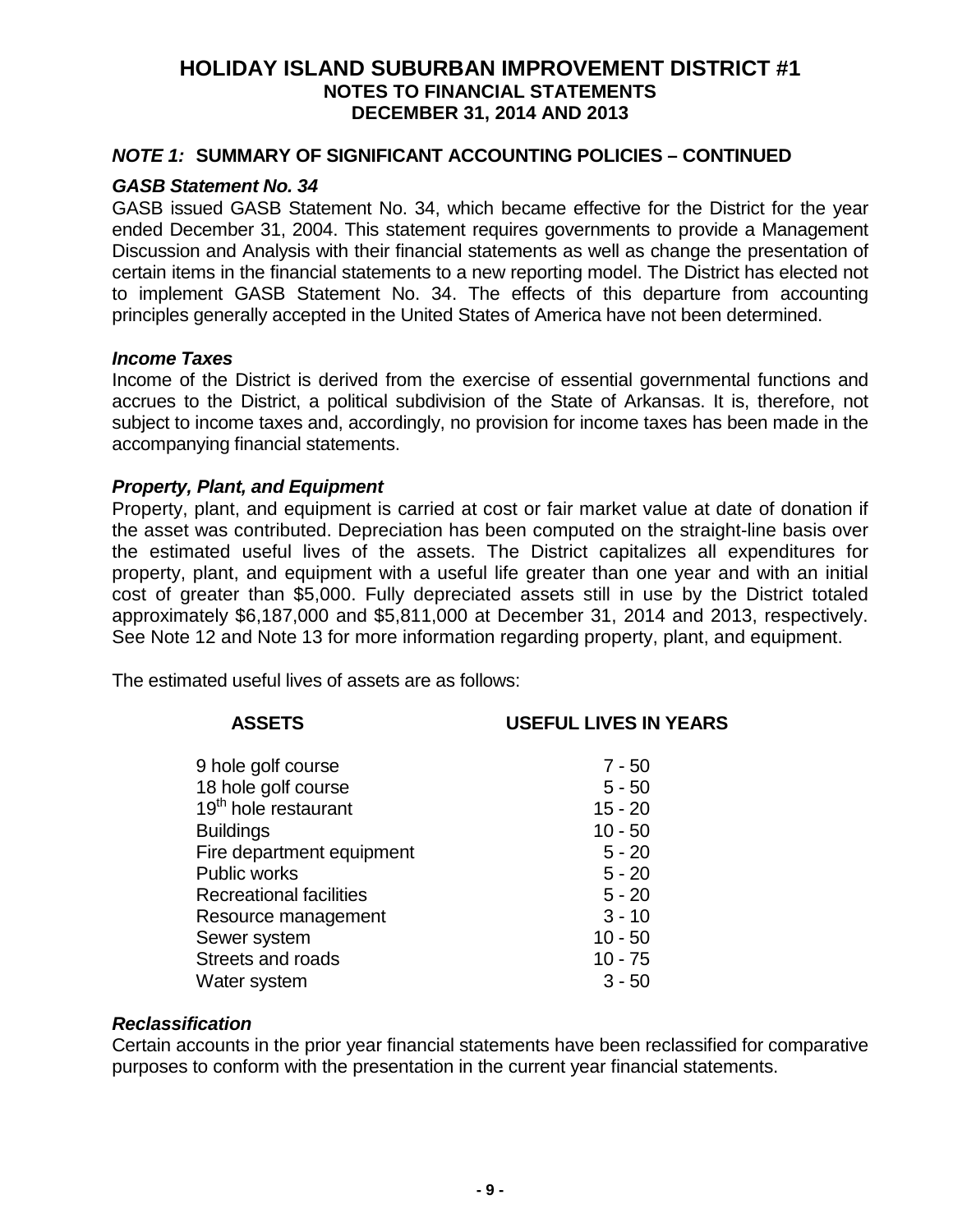# HOLIDAY ISLAND SUBURBAN IMPROVEMENT DISTRICT #1
## NOTES TO FINANCIAL STATEMENTS
## DECEMBER 31, 2014 AND 2013

### *NOTE 1:* SUMMARY OF SIGNIFICANT ACCOUNTING POLICIES – CONTINUED

***GASB Statement No. 34***

GASB issued GASB Statement No. 34, which became effective for the District for the year ended December 31, 2004. This statement requires governments to provide a Management Discussion and Analysis with their financial statements as well as change the presentation of certain items in the financial statements to a new reporting model. The District has elected not to implement GASB Statement No. 34. The effects of this departure from accounting principles generally accepted in the United States of America have not been determined.

***Income Taxes***

Income of the District is derived from the exercise of essential governmental functions and accrues to the District, a political subdivision of the State of Arkansas. It is, therefore, not subject to income taxes and, accordingly, no provision for income taxes has been made in the accompanying financial statements.

***Property, Plant, and Equipment***

Property, plant, and equipment is carried at cost or fair market value at date of donation if the asset was contributed. Depreciation has been computed on the straight-line basis over the estimated useful lives of the assets. The District capitalizes all expenditures for property, plant, and equipment with a useful life greater than one year and with an initial cost of greater than $5,000. Fully depreciated assets still in use by the District totaled approximately $6,187,000 and $5,811,000 at December 31, 2014 and 2013, respectively. See Note 12 and Note 13 for more information regarding property, plant, and equipment.

The estimated useful lives of assets are as follows:

| ASSETS | USEFUL LIVES IN YEARS |
|---|---|
| 9 hole golf course | 7 - 50 |
| 18 hole golf course | 5 - 50 |
| 19th hole restaurant | 15 - 20 |
| Buildings | 10 - 50 |
| Fire department equipment | 5 - 20 |
| Public works | 5 - 20 |
| Recreational facilities | 5 - 20 |
| Resource management | 3 - 10 |
| Sewer system | 10 - 50 |
| Streets and roads | 10 - 75 |
| Water system | 3 - 50 |

***Reclassification***

Certain accounts in the prior year financial statements have been reclassified for comparative purposes to conform with the presentation in the current year financial statements.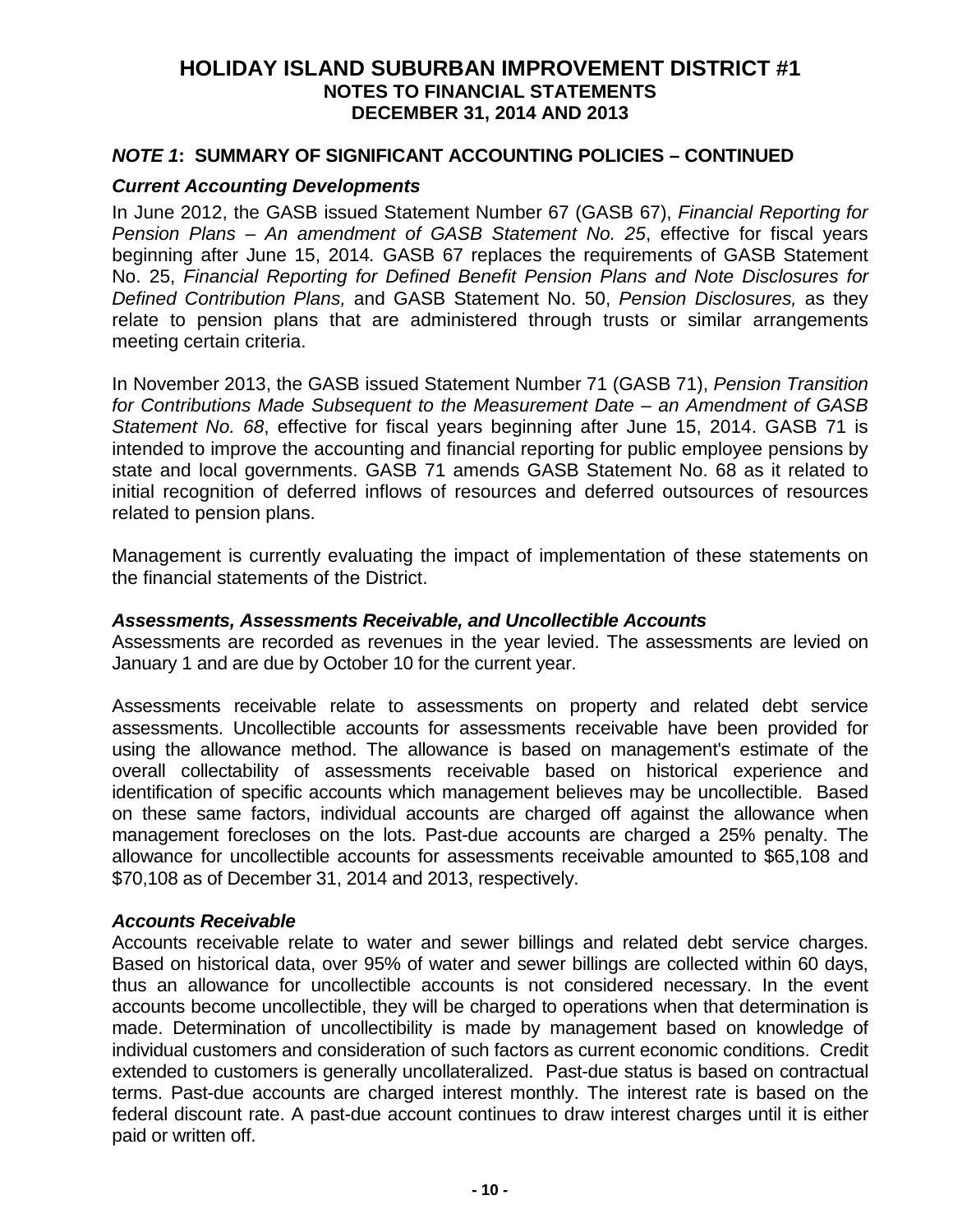# HOLIDAY ISLAND SUBURBAN IMPROVEMENT DISTRICT #1
## NOTES TO FINANCIAL STATEMENTS
## DECEMBER 31, 2014 AND 2013

### *NOTE 1*: SUMMARY OF SIGNIFICANT ACCOUNTING POLICIES – CONTINUED

***Current Accounting Developments***

In June 2012, the GASB issued Statement Number 67 (GASB 67), *Financial Reporting for Pension Plans – An amendment of GASB Statement No. 25*, effective for fiscal years beginning after June 15, 2014*.* GASB 67 replaces the requirements of GASB Statement No. 25, *Financial Reporting for Defined Benefit Pension Plans and Note Disclosures for Defined Contribution Plans,* and GASB Statement No. 50, *Pension Disclosures,* as they relate to pension plans that are administered through trusts or similar arrangements meeting certain criteria.

In November 2013, the GASB issued Statement Number 71 (GASB 71), *Pension Transition for Contributions Made Subsequent to the Measurement Date – an Amendment of GASB Statement No. 68*, effective for fiscal years beginning after June 15, 2014. GASB 71 is intended to improve the accounting and financial reporting for public employee pensions by state and local governments. GASB 71 amends GASB Statement No. 68 as it related to initial recognition of deferred inflows of resources and deferred outsources of resources related to pension plans.

Management is currently evaluating the impact of implementation of these statements on the financial statements of the District.

***Assessments, Assessments Receivable, and Uncollectible Accounts***

Assessments are recorded as revenues in the year levied. The assessments are levied on January 1 and are due by October 10 for the current year.

Assessments receivable relate to assessments on property and related debt service assessments. Uncollectible accounts for assessments receivable have been provided for using the allowance method. The allowance is based on management's estimate of the overall collectability of assessments receivable based on historical experience and identification of specific accounts which management believes may be uncollectible. Based on these same factors, individual accounts are charged off against the allowance when management forecloses on the lots. Past-due accounts are charged a 25% penalty. The allowance for uncollectible accounts for assessments receivable amounted to $65,108 and $70,108 as of December 31, 2014 and 2013, respectively.

***Accounts Receivable***

Accounts receivable relate to water and sewer billings and related debt service charges. Based on historical data, over 95% of water and sewer billings are collected within 60 days, thus an allowance for uncollectible accounts is not considered necessary. In the event accounts become uncollectible, they will be charged to operations when that determination is made. Determination of uncollectibility is made by management based on knowledge of individual customers and consideration of such factors as current economic conditions. Credit extended to customers is generally uncollateralized. Past-due status is based on contractual terms. Past-due accounts are charged interest monthly. The interest rate is based on the federal discount rate. A past-due account continues to draw interest charges until it is either paid or written off.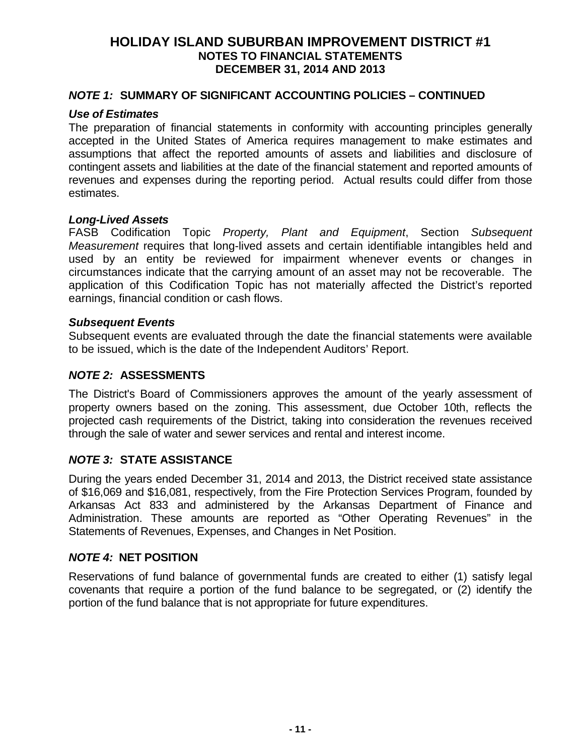# HOLIDAY ISLAND SUBURBAN IMPROVEMENT DISTRICT #1
## NOTES TO FINANCIAL STATEMENTS
## DECEMBER 31, 2014 AND 2013

### *NOTE 1:* SUMMARY OF SIGNIFICANT ACCOUNTING POLICIES – CONTINUED

***Use of Estimates***

The preparation of financial statements in conformity with accounting principles generally accepted in the United States of America requires management to make estimates and assumptions that affect the reported amounts of assets and liabilities and disclosure of contingent assets and liabilities at the date of the financial statement and reported amounts of revenues and expenses during the reporting period. Actual results could differ from those estimates.

***Long-Lived Assets***

FASB Codification Topic *Property, Plant and Equipment*, Section *Subsequent Measurement* requires that long-lived assets and certain identifiable intangibles held and used by an entity be reviewed for impairment whenever events or changes in circumstances indicate that the carrying amount of an asset may not be recoverable. The application of this Codification Topic has not materially affected the District's reported earnings, financial condition or cash flows.

***Subsequent Events***

Subsequent events are evaluated through the date the financial statements were available to be issued, which is the date of the Independent Auditors' Report.

### *NOTE 2:* ASSESSMENTS

The District's Board of Commissioners approves the amount of the yearly assessment of property owners based on the zoning. This assessment, due October 10th, reflects the projected cash requirements of the District, taking into consideration the revenues received through the sale of water and sewer services and rental and interest income.

### *NOTE 3:* STATE ASSISTANCE

During the years ended December 31, 2014 and 2013, the District received state assistance of $16,069 and $16,081, respectively, from the Fire Protection Services Program, founded by Arkansas Act 833 and administered by the Arkansas Department of Finance and Administration. These amounts are reported as "Other Operating Revenues" in the Statements of Revenues, Expenses, and Changes in Net Position.

### *NOTE 4:* NET POSITION

Reservations of fund balance of governmental funds are created to either (1) satisfy legal covenants that require a portion of the fund balance to be segregated, or (2) identify the portion of the fund balance that is not appropriate for future expenditures.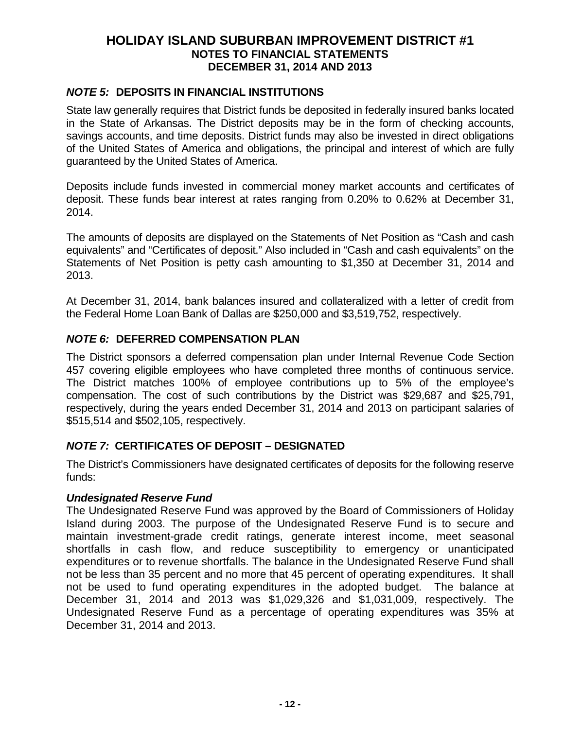# HOLIDAY ISLAND SUBURBAN IMPROVEMENT DISTRICT #1
## NOTES TO FINANCIAL STATEMENTS
## DECEMBER 31, 2014 AND 2013

### *NOTE 5:* DEPOSITS IN FINANCIAL INSTITUTIONS

State law generally requires that District funds be deposited in federally insured banks located in the State of Arkansas. The District deposits may be in the form of checking accounts, savings accounts, and time deposits. District funds may also be invested in direct obligations of the United States of America and obligations, the principal and interest of which are fully guaranteed by the United States of America.

Deposits include funds invested in commercial money market accounts and certificates of deposit. These funds bear interest at rates ranging from 0.20% to 0.62% at December 31, 2014.

The amounts of deposits are displayed on the Statements of Net Position as "Cash and cash equivalents" and "Certificates of deposit." Also included in "Cash and cash equivalents" on the Statements of Net Position is petty cash amounting to $1,350 at December 31, 2014 and 2013.

At December 31, 2014, bank balances insured and collateralized with a letter of credit from the Federal Home Loan Bank of Dallas are $250,000 and $3,519,752, respectively.

### *NOTE 6:* DEFERRED COMPENSATION PLAN

The District sponsors a deferred compensation plan under Internal Revenue Code Section 457 covering eligible employees who have completed three months of continuous service. The District matches 100% of employee contributions up to 5% of the employee's compensation. The cost of such contributions by the District was $29,687 and $25,791, respectively, during the years ended December 31, 2014 and 2013 on participant salaries of $515,514 and $502,105, respectively.

### *NOTE 7:* CERTIFICATES OF DEPOSIT – DESIGNATED

The District's Commissioners have designated certificates of deposits for the following reserve funds:

***Undesignated Reserve Fund***
The Undesignated Reserve Fund was approved by the Board of Commissioners of Holiday Island during 2003. The purpose of the Undesignated Reserve Fund is to secure and maintain investment-grade credit ratings, generate interest income, meet seasonal shortfalls in cash flow, and reduce susceptibility to emergency or unanticipated expenditures or to revenue shortfalls. The balance in the Undesignated Reserve Fund shall not be less than 35 percent and no more that 45 percent of operating expenditures. It shall not be used to fund operating expenditures in the adopted budget. The balance at December 31, 2014 and 2013 was $1,029,326 and $1,031,009, respectively. The Undesignated Reserve Fund as a percentage of operating expenditures was 35% at December 31, 2014 and 2013.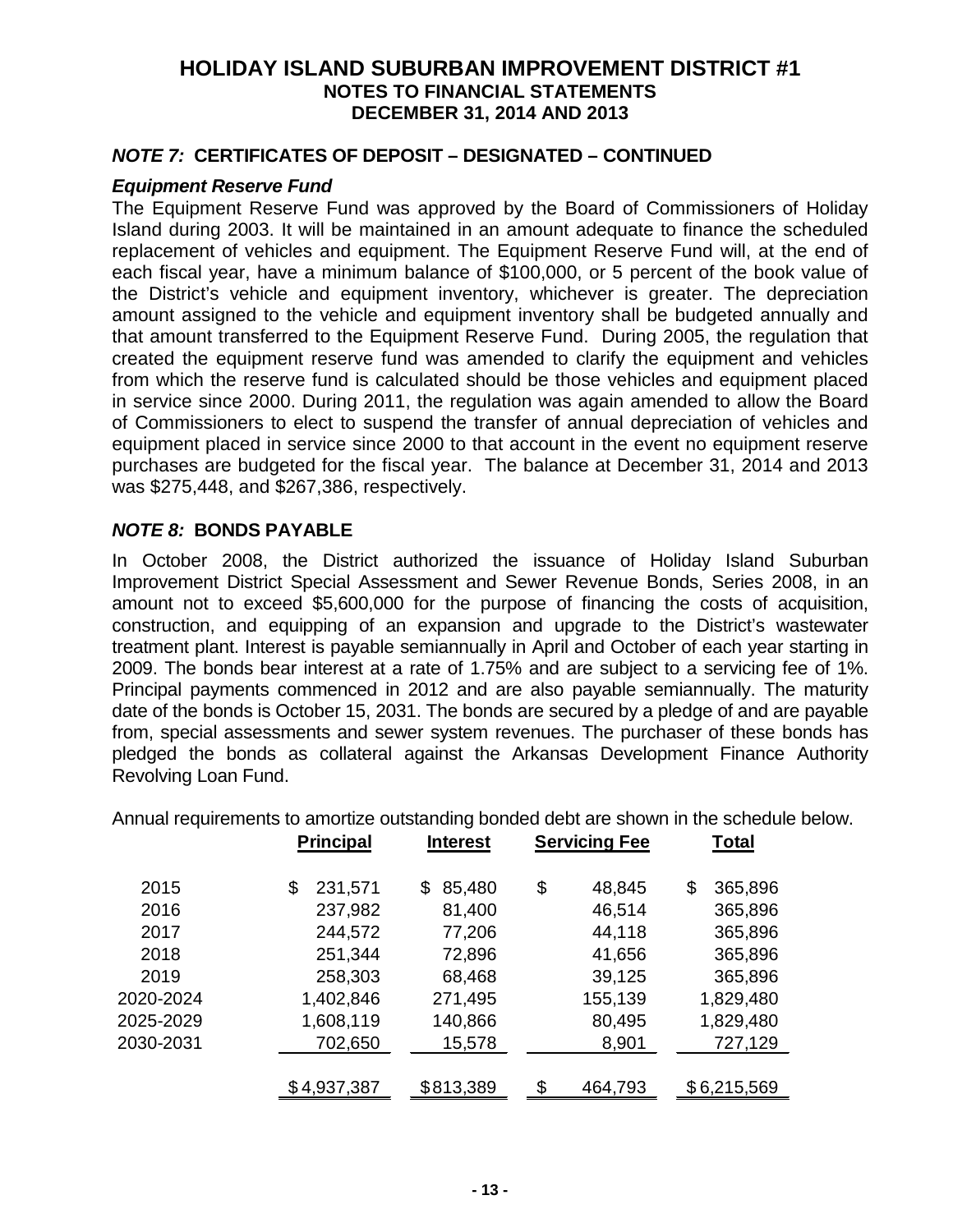# HOLIDAY ISLAND SUBURBAN IMPROVEMENT DISTRICT #1
## NOTES TO FINANCIAL STATEMENTS
## DECEMBER 31, 2014 AND 2013

### *NOTE 7:* CERTIFICATES OF DEPOSIT – DESIGNATED – CONTINUED

***Equipment Reserve Fund***

The Equipment Reserve Fund was approved by the Board of Commissioners of Holiday Island during 2003. It will be maintained in an amount adequate to finance the scheduled replacement of vehicles and equipment. The Equipment Reserve Fund will, at the end of each fiscal year, have a minimum balance of $100,000, or 5 percent of the book value of the District's vehicle and equipment inventory, whichever is greater. The depreciation amount assigned to the vehicle and equipment inventory shall be budgeted annually and that amount transferred to the Equipment Reserve Fund. During 2005, the regulation that created the equipment reserve fund was amended to clarify the equipment and vehicles from which the reserve fund is calculated should be those vehicles and equipment placed in service since 2000. During 2011, the regulation was again amended to allow the Board of Commissioners to elect to suspend the transfer of annual depreciation of vehicles and equipment placed in service since 2000 to that account in the event no equipment reserve purchases are budgeted for the fiscal year. The balance at December 31, 2014 and 2013 was $275,448, and $267,386, respectively.

### *NOTE 8:* BONDS PAYABLE

In October 2008, the District authorized the issuance of Holiday Island Suburban Improvement District Special Assessment and Sewer Revenue Bonds, Series 2008, in an amount not to exceed $5,600,000 for the purpose of financing the costs of acquisition, construction, and equipping of an expansion and upgrade to the District's wastewater treatment plant. Interest is payable semiannually in April and October of each year starting in 2009. The bonds bear interest at a rate of 1.75% and are subject to a servicing fee of 1%. Principal payments commenced in 2012 and are also payable semiannually. The maturity date of the bonds is October 15, 2031. The bonds are secured by a pledge of and are payable from, special assessments and sewer system revenues. The purchaser of these bonds has pledged the bonds as collateral against the Arkansas Development Finance Authority Revolving Loan Fund.

Annual requirements to amortize outstanding bonded debt are shown in the schedule below.

| | Principal | Interest | Servicing Fee | Total |
|---|---|---|---|---|
| 2015 | $ 231,571 | $ 85,480 | $ 48,845 | $ 365,896 |
| 2016 | 237,982 | 81,400 | 46,514 | 365,896 |
| 2017 | 244,572 | 77,206 | 44,118 | 365,896 |
| 2018 | 251,344 | 72,896 | 41,656 | 365,896 |
| 2019 | 258,303 | 68,468 | 39,125 | 365,896 |
| 2020-2024 | 1,402,846 | 271,495 | 155,139 | 1,829,480 |
| 2025-2029 | 1,608,119 | 140,866 | 80,495 | 1,829,480 |
| 2030-2031 | 702,650 | 15,578 | 8,901 | 727,129 |
| | $ 4,937,387 | $ 813,389 | $ 464,793 | $ 6,215,569 |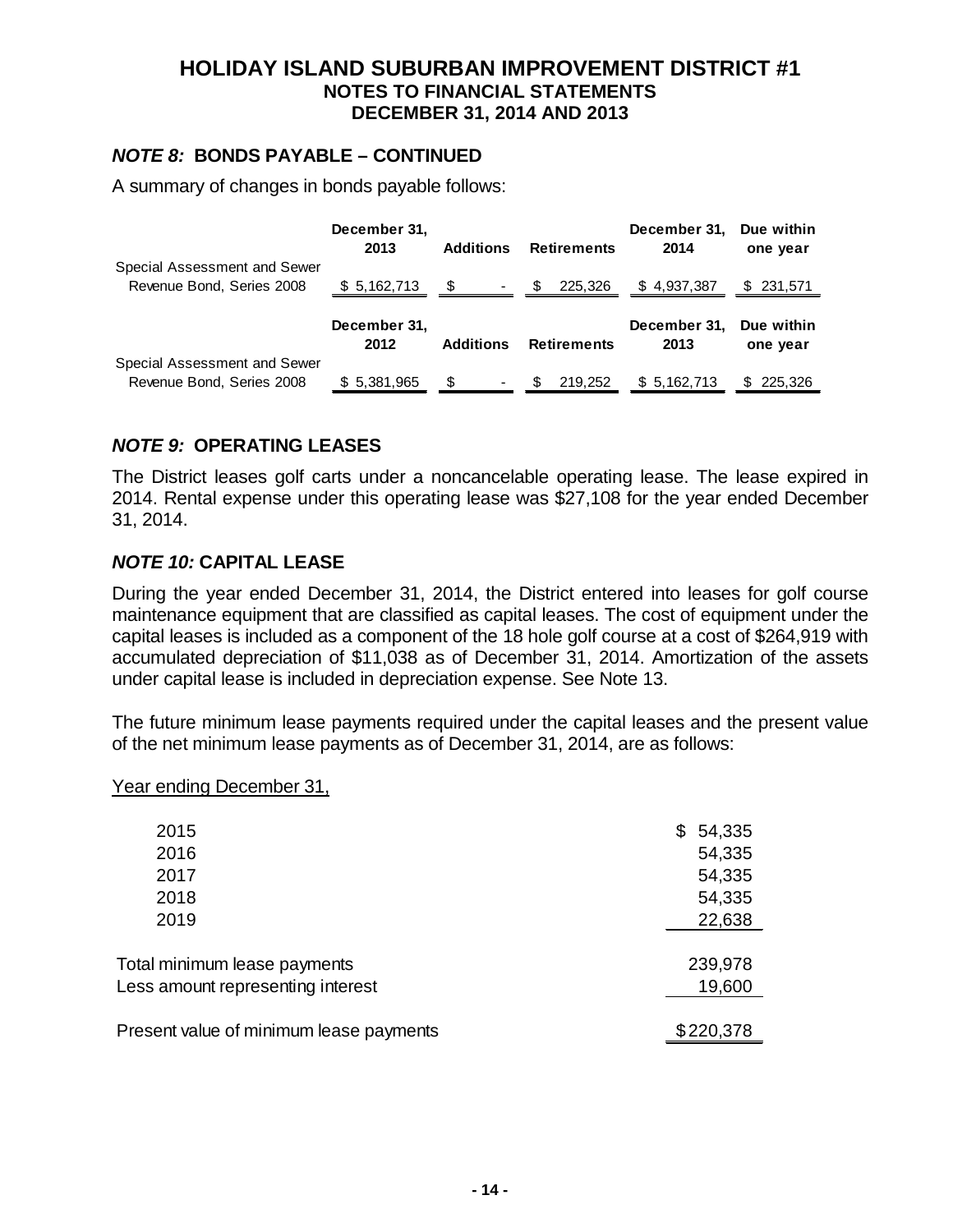# HOLIDAY ISLAND SUBURBAN IMPROVEMENT DISTRICT #1
## NOTES TO FINANCIAL STATEMENTS
## DECEMBER 31, 2014 AND 2013

### *NOTE 8:* BONDS PAYABLE – CONTINUED

A summary of changes in bonds payable follows:

| | December 31, 2013 | Additions | Retirements | December 31, 2014 | Due within one year |
|---|---|---|---|---|---|
| Special Assessment and Sewer Revenue Bond, Series 2008 | $ 5,162,713 | $ - | $ 225,326 | $ 4,937,387 | $ 231,571 |

| | December 31, 2012 | Additions | Retirements | December 31, 2013 | Due within one year |
|---|---|---|---|---|---|
| Special Assessment and Sewer Revenue Bond, Series 2008 | $ 5,381,965 | $ - | $ 219,252 | $ 5,162,713 | $ 225,326 |

### *NOTE 9:* OPERATING LEASES

The District leases golf carts under a noncancelable operating lease. The lease expired in 2014. Rental expense under this operating lease was $27,108 for the year ended December 31, 2014.

### *NOTE 10:* CAPITAL LEASE

During the year ended December 31, 2014, the District entered into leases for golf course maintenance equipment that are classified as capital leases. The cost of equipment under the capital leases is included as a component of the 18 hole golf course at a cost of $264,919 with accumulated depreciation of $11,038 as of December 31, 2014. Amortization of the assets under capital lease is included in depreciation expense. See Note 13.

The future minimum lease payments required under the capital leases and the present value of the net minimum lease payments as of December 31, 2014, are as follows:

Year ending December 31,

| | |
|---|---|
| 2015 | $ 54,335 |
| 2016 | 54,335 |
| 2017 | 54,335 |
| 2018 | 54,335 |
| 2019 | 22,638 |
| Total minimum lease payments | 239,978 |
| Less amount representing interest | 19,600 |
| Present value of minimum lease payments | $220,378 |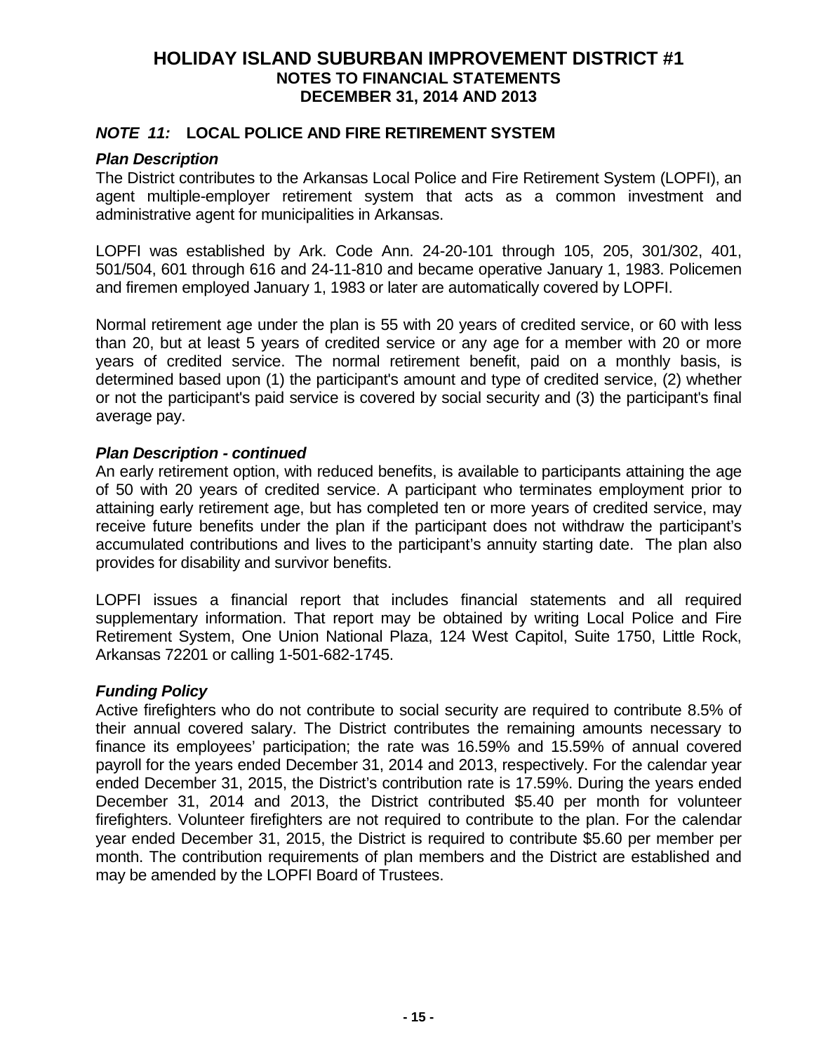# HOLIDAY ISLAND SUBURBAN IMPROVEMENT DISTRICT #1
## NOTES TO FINANCIAL STATEMENTS
## DECEMBER 31, 2014 AND 2013

### *NOTE 11:* LOCAL POLICE AND FIRE RETIREMENT SYSTEM

***Plan Description***

The District contributes to the Arkansas Local Police and Fire Retirement System (LOPFI), an agent multiple-employer retirement system that acts as a common investment and administrative agent for municipalities in Arkansas.

LOPFI was established by Ark. Code Ann. 24-20-101 through 105, 205, 301/302, 401, 501/504, 601 through 616 and 24-11-810 and became operative January 1, 1983. Policemen and firemen employed January 1, 1983 or later are automatically covered by LOPFI.

Normal retirement age under the plan is 55 with 20 years of credited service, or 60 with less than 20, but at least 5 years of credited service or any age for a member with 20 or more years of credited service. The normal retirement benefit, paid on a monthly basis, is determined based upon (1) the participant's amount and type of credited service, (2) whether or not the participant's paid service is covered by social security and (3) the participant's final average pay.

***Plan Description - continued***

An early retirement option, with reduced benefits, is available to participants attaining the age of 50 with 20 years of credited service. A participant who terminates employment prior to attaining early retirement age, but has completed ten or more years of credited service, may receive future benefits under the plan if the participant does not withdraw the participant's accumulated contributions and lives to the participant's annuity starting date. The plan also provides for disability and survivor benefits.

LOPFI issues a financial report that includes financial statements and all required supplementary information. That report may be obtained by writing Local Police and Fire Retirement System, One Union National Plaza, 124 West Capitol, Suite 1750, Little Rock, Arkansas 72201 or calling 1-501-682-1745.

***Funding Policy***

Active firefighters who do not contribute to social security are required to contribute 8.5% of their annual covered salary. The District contributes the remaining amounts necessary to finance its employees' participation; the rate was 16.59% and 15.59% of annual covered payroll for the years ended December 31, 2014 and 2013, respectively. For the calendar year ended December 31, 2015, the District's contribution rate is 17.59%. During the years ended December 31, 2014 and 2013, the District contributed $5.40 per month for volunteer firefighters. Volunteer firefighters are not required to contribute to the plan. For the calendar year ended December 31, 2015, the District is required to contribute $5.60 per member per month. The contribution requirements of plan members and the District are established and may be amended by the LOPFI Board of Trustees.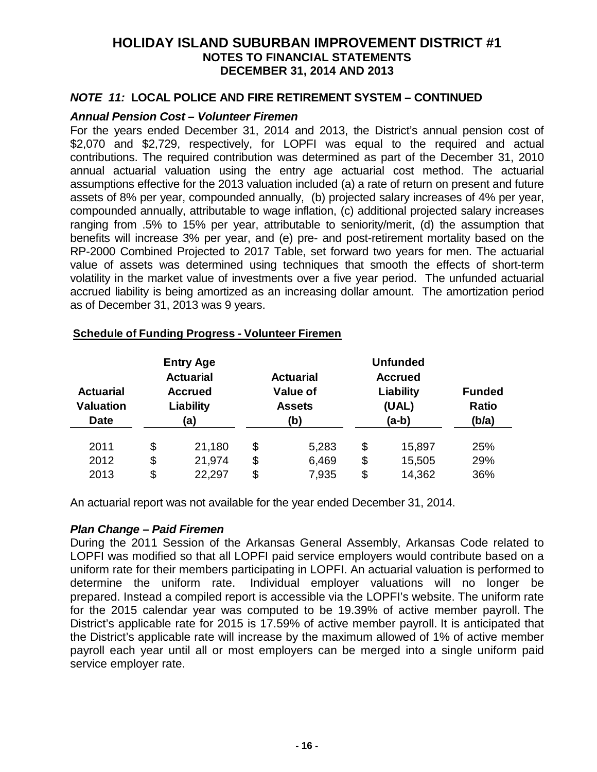# HOLIDAY ISLAND SUBURBAN IMPROVEMENT DISTRICT #1
## NOTES TO FINANCIAL STATEMENTS
## DECEMBER 31, 2014 AND 2013

### *NOTE 11:* LOCAL POLICE AND FIRE RETIREMENT SYSTEM – CONTINUED

***Annual Pension Cost – Volunteer Firemen***

For the years ended December 31, 2014 and 2013, the District's annual pension cost of $2,070 and $2,729, respectively, for LOPFI was equal to the required and actual contributions. The required contribution was determined as part of the December 31, 2010 annual actuarial valuation using the entry age actuarial cost method. The actuarial assumptions effective for the 2013 valuation included (a) a rate of return on present and future assets of 8% per year, compounded annually, (b) projected salary increases of 4% per year, compounded annually, attributable to wage inflation, (c) additional projected salary increases ranging from .5% to 15% per year, attributable to seniority/merit, (d) the assumption that benefits will increase 3% per year, and (e) pre- and post-retirement mortality based on the RP-2000 Combined Projected to 2017 Table, set forward two years for men. The actuarial value of assets was determined using techniques that smooth the effects of short-term volatility in the market value of investments over a five year period. The unfunded actuarial accrued liability is being amortized as an increasing dollar amount. The amortization period as of December 31, 2013 was 9 years.

**Schedule of Funding Progress - Volunteer Firemen**

| Actuarial Valuation Date | Entry Age Actuarial Accrued Liability (a) | Actuarial Value of Assets (b) | Unfunded Accrued Liability (UAL) (a-b) | Funded Ratio (b/a) |
|---|---|---|---|---|
| 2011 | $ 21,180 | $ 5,283 | $ 15,897 | 25% |
| 2012 | $ 21,974 | $ 6,469 | $ 15,505 | 29% |
| 2013 | $ 22,297 | $ 7,935 | $ 14,362 | 36% |

An actuarial report was not available for the year ended December 31, 2014.

***Plan Change – Paid Firemen***

During the 2011 Session of the Arkansas General Assembly, Arkansas Code related to LOPFI was modified so that all LOPFI paid service employers would contribute based on a uniform rate for their members participating in LOPFI. An actuarial valuation is performed to determine the uniform rate. Individual employer valuations will no longer be prepared. Instead a compiled report is accessible via the LOPFI's website. The uniform rate for the 2015 calendar year was computed to be 19.39% of active member payroll. The District's applicable rate for 2015 is 17.59% of active member payroll. It is anticipated that the District's applicable rate will increase by the maximum allowed of 1% of active member payroll each year until all or most employers can be merged into a single uniform paid service employer rate.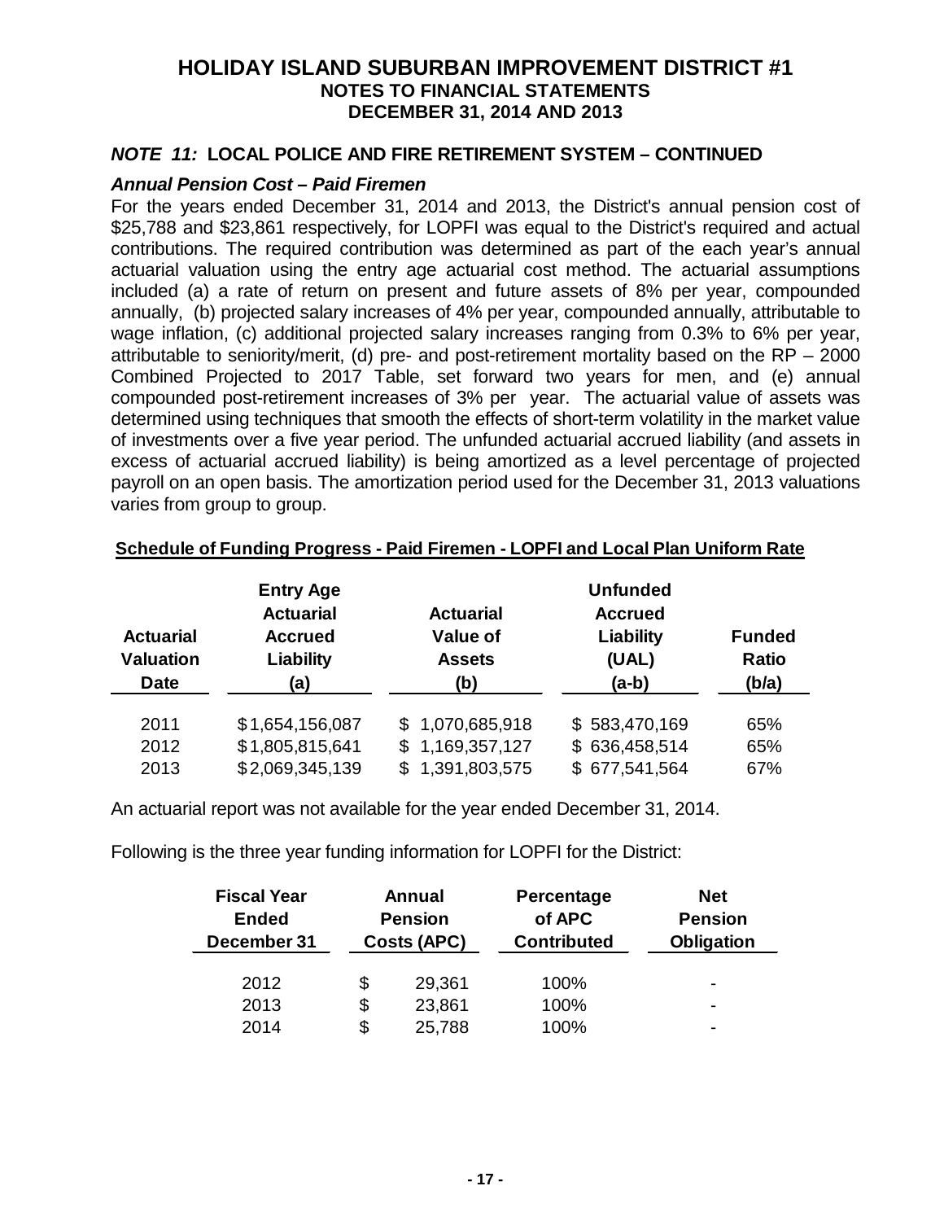# HOLIDAY ISLAND SUBURBAN IMPROVEMENT DISTRICT #1

## NOTES TO FINANCIAL STATEMENTS

## DECEMBER 31, 2014 AND 2013

### *NOTE 11:* LOCAL POLICE AND FIRE RETIREMENT SYSTEM – CONTINUED

#### *Annual Pension Cost – Paid Firemen*

For the years ended December 31, 2014 and 2013, the District's annual pension cost of \$25,788 and \$23,861 respectively, for LOPFI was equal to the District's required and actual contributions. The required contribution was determined as part of the each year's annual actuarial valuation using the entry age actuarial cost method. The actuarial assumptions included (a) a rate of return on present and future assets of 8% per year, compounded annually, (b) projected salary increases of 4% per year, compounded annually, attributable to wage inflation, (c) additional projected salary increases ranging from 0.3% to 6% per year, attributable to seniority/merit, (d) pre- and post-retirement mortality based on the RP – 2000 Combined Projected to 2017 Table, set forward two years for men, and (e) annual compounded post-retirement increases of 3% per year. The actuarial value of assets was determined using techniques that smooth the effects of short-term volatility in the market value of investments over a five year period. The unfunded actuarial accrued liability (and assets in excess of actuarial accrued liability) is being amortized as a level percentage of projected payroll on an open basis. The amortization period used for the December 31, 2013 valuations varies from group to group.

**Schedule of Funding Progress - Paid Firemen - LOPFI and Local Plan Uniform Rate**

| Actuarial Valuation Date | Entry Age Actuarial Accrued Liability (a) | Actuarial Value of Assets (b) | Unfunded Accrued Liability (UAL) (a-b) | Funded Ratio (b/a) |
|---|---|---|---|---|
| 2011 | \$1,654,156,087 | \$ 1,070,685,918 | \$ 583,470,169 | 65% |
| 2012 | \$1,805,815,641 | \$ 1,169,357,127 | \$ 636,458,514 | 65% |
| 2013 | \$2,069,345,139 | \$ 1,391,803,575 | \$ 677,541,564 | 67% |

An actuarial report was not available for the year ended December 31, 2014.

Following is the three year funding information for LOPFI for the District:

| Fiscal Year Ended December 31 | Annual Pension Costs (APC) | Percentage of APC Contributed | Net Pension Obligation |
|---|---|---|---|
| 2012 | \$ 29,361 | 100% | - |
| 2013 | \$ 23,861 | 100% | - |
| 2014 | \$ 25,788 | 100% | - |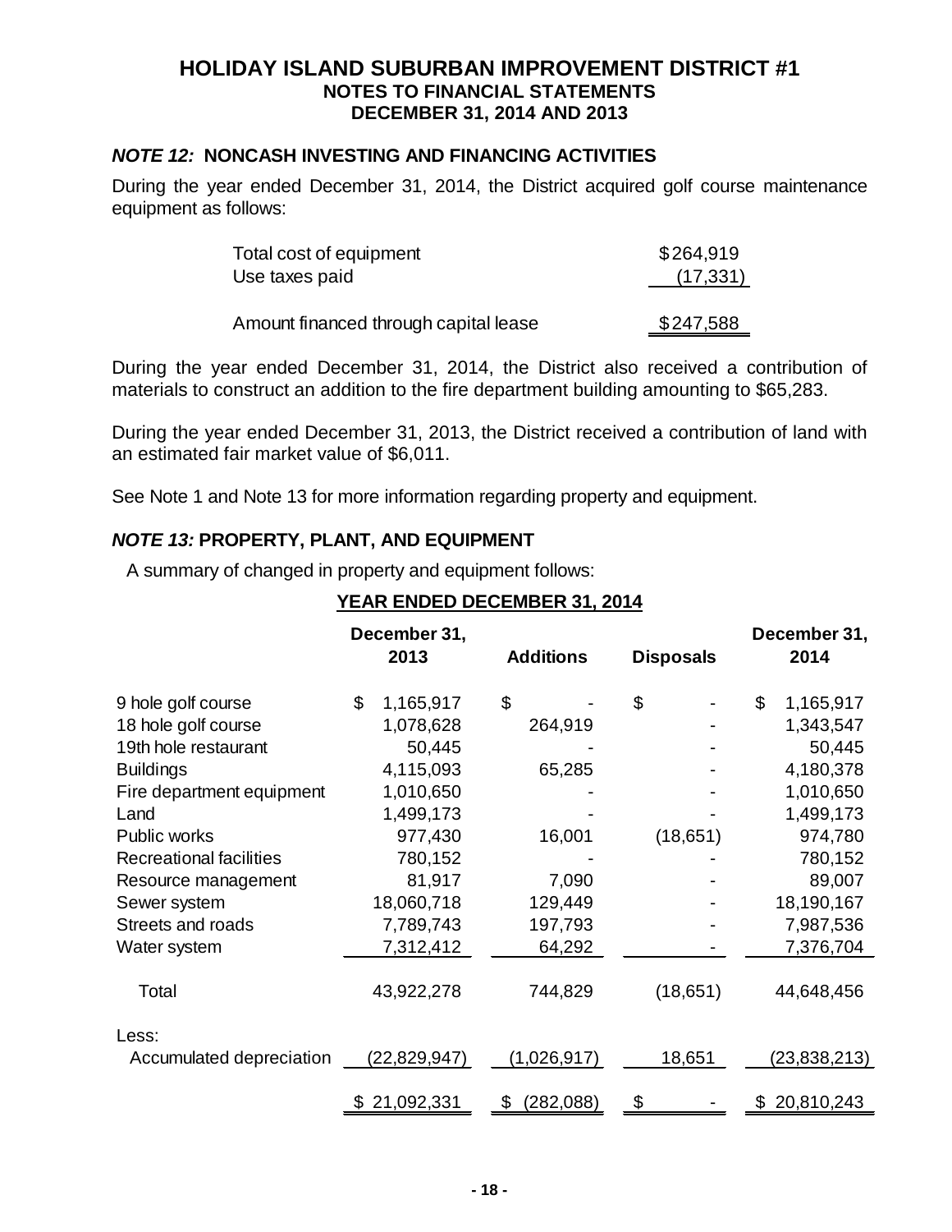# HOLIDAY ISLAND SUBURBAN IMPROVEMENT DISTRICT #1
## NOTES TO FINANCIAL STATEMENTS
## DECEMBER 31, 2014 AND 2013

### *NOTE 12:* NONCASH INVESTING AND FINANCING ACTIVITIES

During the year ended December 31, 2014, the District acquired golf course maintenance equipment as follows:

| | |
|---|---|
| Total cost of equipment | $264,919 |
| Use taxes paid | (17,331) |
| Amount financed through capital lease | $247,588 |

During the year ended December 31, 2014, the District also received a contribution of materials to construct an addition to the fire department building amounting to $65,283.

During the year ended December 31, 2013, the District received a contribution of land with an estimated fair market value of $6,011.

See Note 1 and Note 13 for more information regarding property and equipment.

### *NOTE 13:* PROPERTY, PLANT, AND EQUIPMENT

A summary of changed in property and equipment follows:

**YEAR ENDED DECEMBER 31, 2014**

| | December 31, 2013 | Additions | Disposals | December 31, 2014 |
|---|---|---|---|---|
| 9 hole golf course | $ 1,165,917 | $ - | $ - | $ 1,165,917 |
| 18 hole golf course | 1,078,628 | 264,919 | - | 1,343,547 |
| 19th hole restaurant | 50,445 | - | - | 50,445 |
| Buildings | 4,115,093 | 65,285 | - | 4,180,378 |
| Fire department equipment | 1,010,650 | - | - | 1,010,650 |
| Land | 1,499,173 | - | - | 1,499,173 |
| Public works | 977,430 | 16,001 | (18,651) | 974,780 |
| Recreational facilities | 780,152 | - | - | 780,152 |
| Resource management | 81,917 | 7,090 | - | 89,007 |
| Sewer system | 18,060,718 | 129,449 | - | 18,190,167 |
| Streets and roads | 7,789,743 | 197,793 | - | 7,987,536 |
| Water system | 7,312,412 | 64,292 | - | 7,376,704 |
| Total | 43,922,278 | 744,829 | (18,651) | 44,648,456 |
| Less: | | | | |
| Accumulated depreciation | (22,829,947) | (1,026,917) | 18,651 | (23,838,213) |
| | $ 21,092,331 | $ (282,088) | $ - | $ 20,810,243 |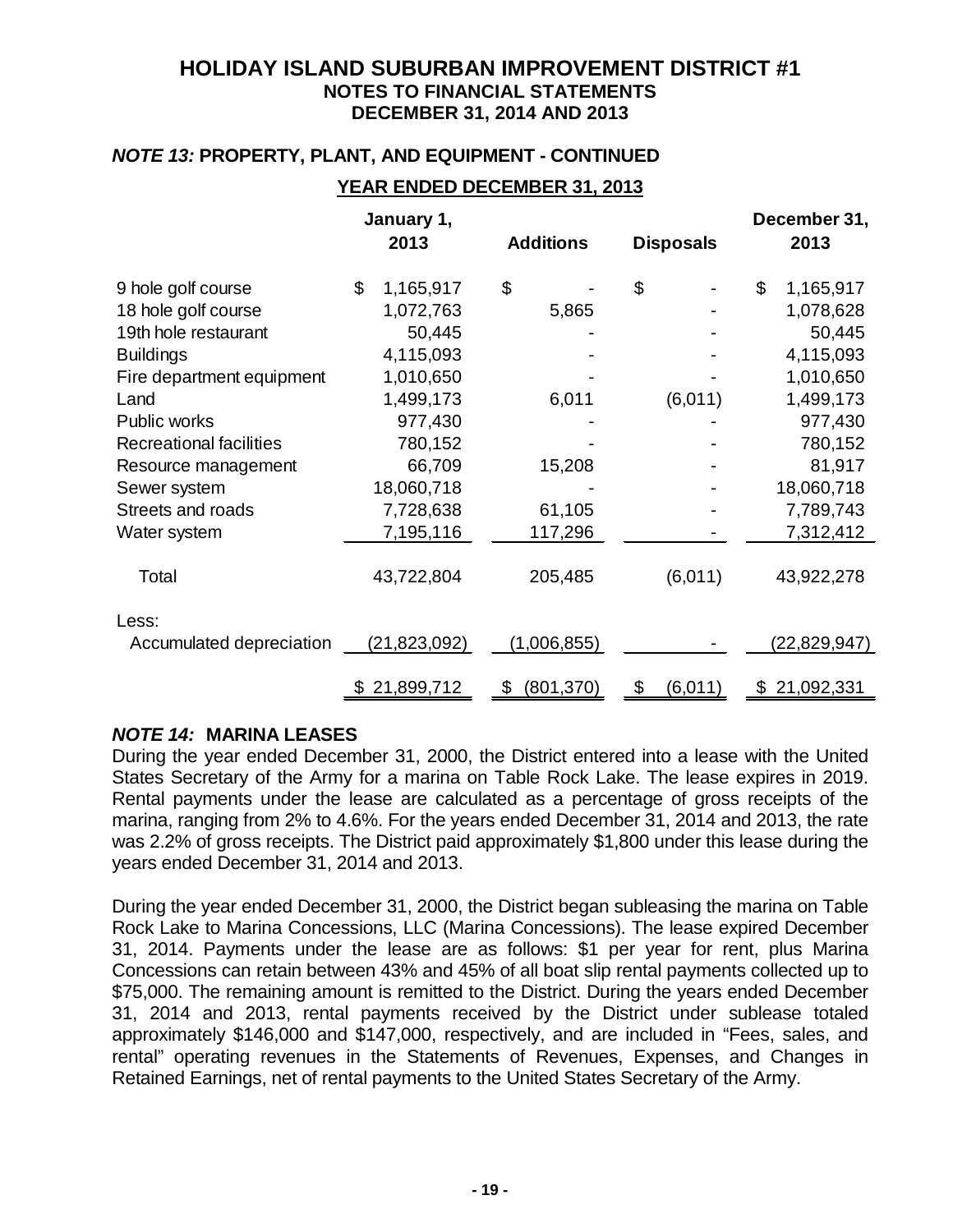# HOLIDAY ISLAND SUBURBAN IMPROVEMENT DISTRICT #1
## NOTES TO FINANCIAL STATEMENTS
## DECEMBER 31, 2014 AND 2013

### *NOTE 13:* PROPERTY, PLANT, AND EQUIPMENT - CONTINUED

**YEAR ENDED DECEMBER 31, 2013**

| | January 1, 2013 | Additions | Disposals | December 31, 2013 |
|---|---|---|---|---|
| 9 hole golf course | $ 1,165,917 | $ - | $ - | $ 1,165,917 |
| 18 hole golf course | 1,072,763 | 5,865 | - | 1,078,628 |
| 19th hole restaurant | 50,445 | - | - | 50,445 |
| Buildings | 4,115,093 | - | - | 4,115,093 |
| Fire department equipment | 1,010,650 | - | - | 1,010,650 |
| Land | 1,499,173 | 6,011 | (6,011) | 1,499,173 |
| Public works | 977,430 | - | - | 977,430 |
| Recreational facilities | 780,152 | - | - | 780,152 |
| Resource management | 66,709 | 15,208 | - | 81,917 |
| Sewer system | 18,060,718 | - | - | 18,060,718 |
| Streets and roads | 7,728,638 | 61,105 | - | 7,789,743 |
| Water system | 7,195,116 | 117,296 | - | 7,312,412 |
| Total | 43,722,804 | 205,485 | (6,011) | 43,922,278 |
| Less: | | | | |
| Accumulated depreciation | (21,823,092) | (1,006,855) | - | (22,829,947) |
| | $ 21,899,712 | $ (801,370) | $ (6,011) | $ 21,092,331 |

### *NOTE 14:* MARINA LEASES

During the year ended December 31, 2000, the District entered into a lease with the United States Secretary of the Army for a marina on Table Rock Lake. The lease expires in 2019. Rental payments under the lease are calculated as a percentage of gross receipts of the marina, ranging from 2% to 4.6%. For the years ended December 31, 2014 and 2013, the rate was 2.2% of gross receipts. The District paid approximately $1,800 under this lease during the years ended December 31, 2014 and 2013.

During the year ended December 31, 2000, the District began subleasing the marina on Table Rock Lake to Marina Concessions, LLC (Marina Concessions). The lease expired December 31, 2014. Payments under the lease are as follows: $1 per year for rent, plus Marina Concessions can retain between 43% and 45% of all boat slip rental payments collected up to $75,000. The remaining amount is remitted to the District. During the years ended December 31, 2014 and 2013, rental payments received by the District under sublease totaled approximately $146,000 and $147,000, respectively, and are included in "Fees, sales, and rental" operating revenues in the Statements of Revenues, Expenses, and Changes in Retained Earnings, net of rental payments to the United States Secretary of the Army.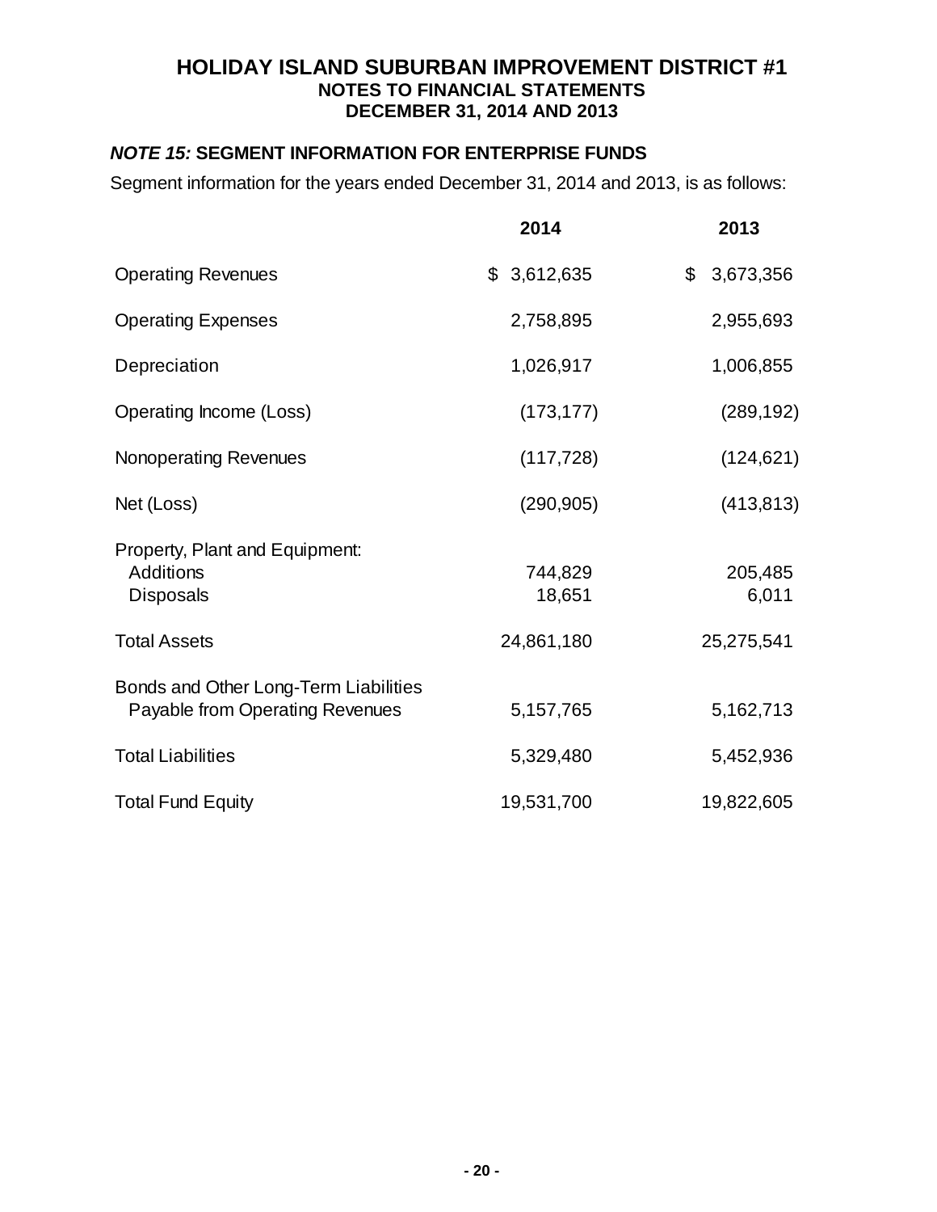# HOLIDAY ISLAND SUBURBAN IMPROVEMENT DISTRICT #1
## NOTES TO FINANCIAL STATEMENTS
## DECEMBER 31, 2014 AND 2013

### *NOTE 15:* SEGMENT INFORMATION FOR ENTERPRISE FUNDS

Segment information for the years ended December 31, 2014 and 2013, is as follows:

| | 2014 | 2013 |
|---|---|---|
| Operating Revenues | $ 3,612,635 | $ 3,673,356 |
| Operating Expenses | 2,758,895 | 2,955,693 |
| Depreciation | 1,026,917 | 1,006,855 |
| Operating Income (Loss) | (173,177) | (289,192) |
| Nonoperating Revenues | (117,728) | (124,621) |
| Net (Loss) | (290,905) | (413,813) |
| Property, Plant and Equipment: | | |
| Additions | 744,829 | 205,485 |
| Disposals | 18,651 | 6,011 |
| Total Assets | 24,861,180 | 25,275,541 |
| Bonds and Other Long-Term Liabilities Payable from Operating Revenues | 5,157,765 | 5,162,713 |
| Total Liabilities | 5,329,480 | 5,452,936 |
| Total Fund Equity | 19,531,700 | 19,822,605 |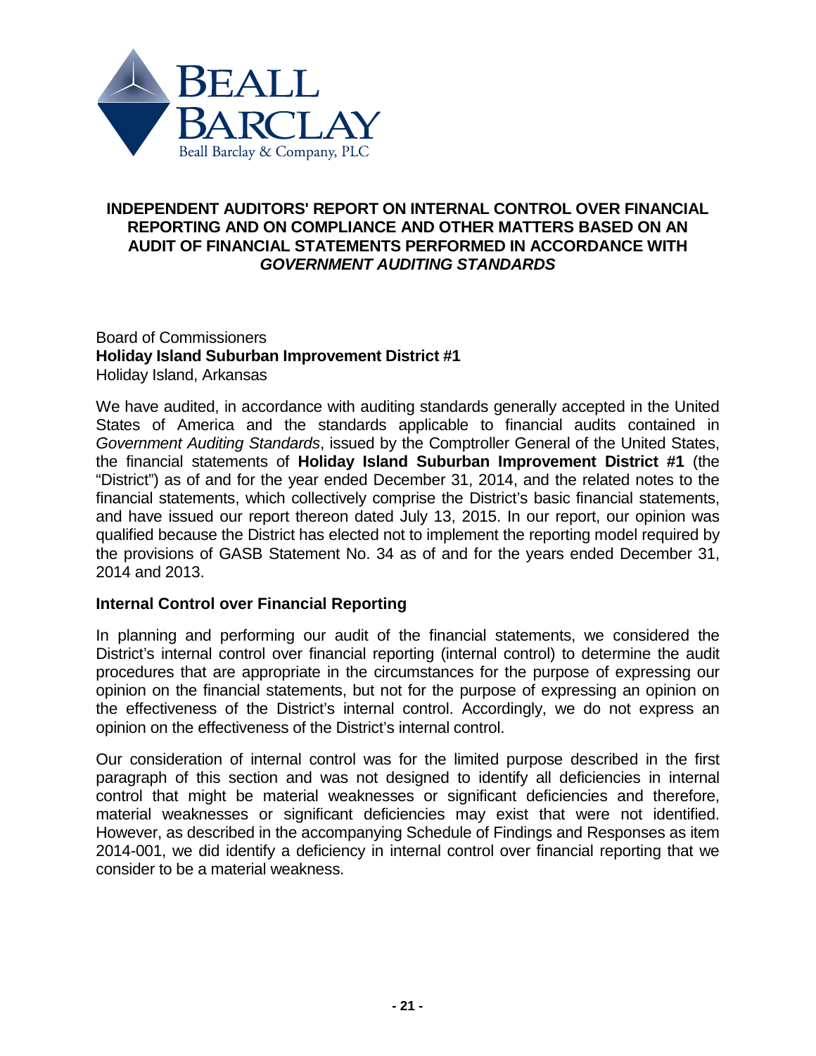BEALL BARCLAY

Beall Barclay & Company, PLC

# INDEPENDENT AUDITORS' REPORT ON INTERNAL CONTROL OVER FINANCIAL REPORTING AND ON COMPLIANCE AND OTHER MATTERS BASED ON AN AUDIT OF FINANCIAL STATEMENTS PERFORMED IN ACCORDANCE WITH *GOVERNMENT AUDITING STANDARDS*

Board of Commissioners
**Holiday Island Suburban Improvement District #1**
Holiday Island, Arkansas

We have audited, in accordance with auditing standards generally accepted in the United States of America and the standards applicable to financial audits contained in *Government Auditing Standards*, issued by the Comptroller General of the United States, the financial statements of **Holiday Island Suburban Improvement District #1** (the "District") as of and for the year ended December 31, 2014, and the related notes to the financial statements, which collectively comprise the District's basic financial statements, and have issued our report thereon dated July 13, 2015. In our report, our opinion was qualified because the District has elected not to implement the reporting model required by the provisions of GASB Statement No. 34 as of and for the years ended December 31, 2014 and 2013.

## Internal Control over Financial Reporting

In planning and performing our audit of the financial statements, we considered the District's internal control over financial reporting (internal control) to determine the audit procedures that are appropriate in the circumstances for the purpose of expressing our opinion on the financial statements, but not for the purpose of expressing an opinion on the effectiveness of the District's internal control. Accordingly, we do not express an opinion on the effectiveness of the District's internal control.

Our consideration of internal control was for the limited purpose described in the first paragraph of this section and was not designed to identify all deficiencies in internal control that might be material weaknesses or significant deficiencies and therefore, material weaknesses or significant deficiencies may exist that were not identified. However, as described in the accompanying Schedule of Findings and Responses as item 2014-001, we did identify a deficiency in internal control over financial reporting that we consider to be a material weakness.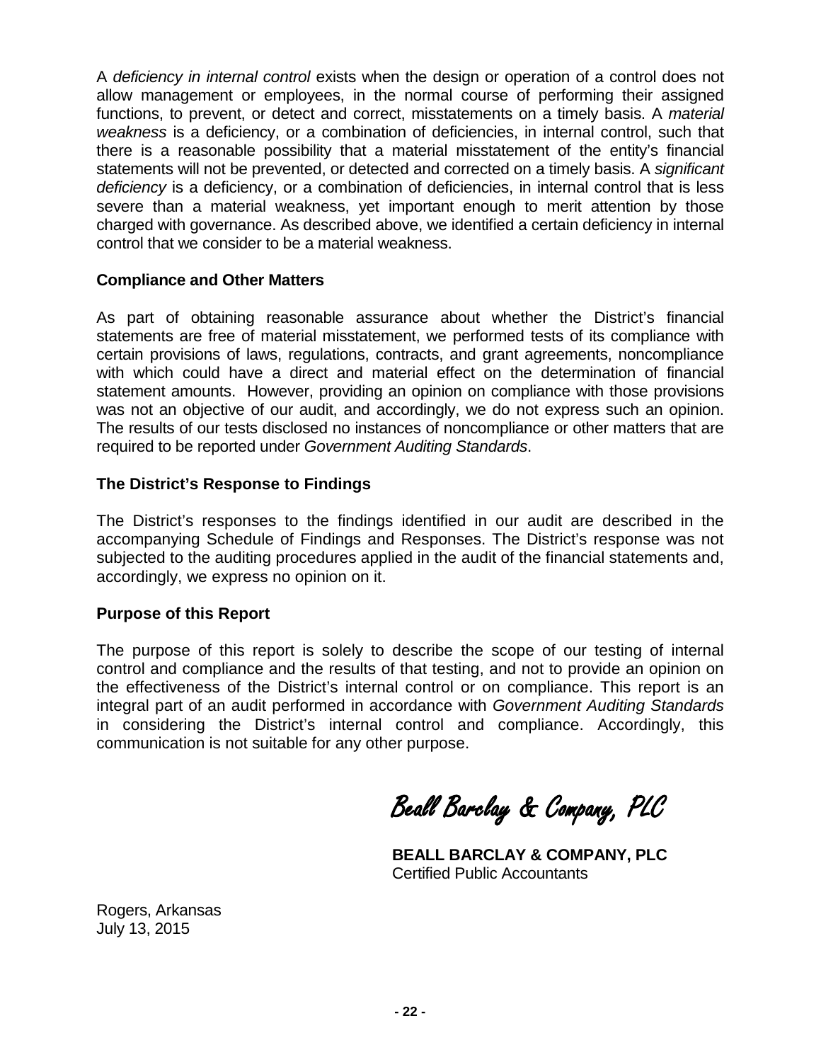A *deficiency in internal control* exists when the design or operation of a control does not allow management or employees, in the normal course of performing their assigned functions, to prevent, or detect and correct, misstatements on a timely basis. A *material weakness* is a deficiency, or a combination of deficiencies, in internal control, such that there is a reasonable possibility that a material misstatement of the entity's financial statements will not be prevented, or detected and corrected on a timely basis. A *significant deficiency* is a deficiency, or a combination of deficiencies, in internal control that is less severe than a material weakness, yet important enough to merit attention by those charged with governance. As described above, we identified a certain deficiency in internal control that we consider to be a material weakness.

**Compliance and Other Matters**

As part of obtaining reasonable assurance about whether the District's financial statements are free of material misstatement, we performed tests of its compliance with certain provisions of laws, regulations, contracts, and grant agreements, noncompliance with which could have a direct and material effect on the determination of financial statement amounts. However, providing an opinion on compliance with those provisions was not an objective of our audit, and accordingly, we do not express such an opinion. The results of our tests disclosed no instances of noncompliance or other matters that are required to be reported under *Government Auditing Standards*.

**The District's Response to Findings**

The District's responses to the findings identified in our audit are described in the accompanying Schedule of Findings and Responses. The District's response was not subjected to the auditing procedures applied in the audit of the financial statements and, accordingly, we express no opinion on it.

**Purpose of this Report**

The purpose of this report is solely to describe the scope of our testing of internal control and compliance and the results of that testing, and not to provide an opinion on the effectiveness of the District's internal control or on compliance. This report is an integral part of an audit performed in accordance with *Government Auditing Standards* in considering the District's internal control and compliance. Accordingly, this communication is not suitable for any other purpose.

*Beall Barclay & Company, PLC*

**BEALL BARCLAY & COMPANY, PLC**
Certified Public Accountants

Rogers, Arkansas
July 13, 2015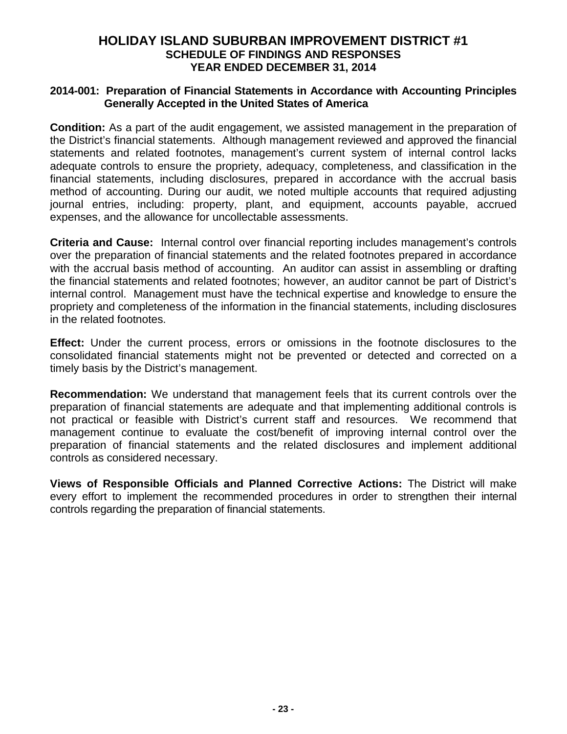# HOLIDAY ISLAND SUBURBAN IMPROVEMENT DISTRICT #1

## SCHEDULE OF FINDINGS AND RESPONSES

## YEAR ENDED DECEMBER 31, 2014

### 2014-001: Preparation of Financial Statements in Accordance with Accounting Principles Generally Accepted in the United States of America

**Condition:** As a part of the audit engagement, we assisted management in the preparation of the District's financial statements. Although management reviewed and approved the financial statements and related footnotes, management's current system of internal control lacks adequate controls to ensure the propriety, adequacy, completeness, and classification in the financial statements, including disclosures, prepared in accordance with the accrual basis method of accounting. During our audit, we noted multiple accounts that required adjusting journal entries, including: property, plant, and equipment, accounts payable, accrued expenses, and the allowance for uncollectable assessments.

**Criteria and Cause:** Internal control over financial reporting includes management's controls over the preparation of financial statements and the related footnotes prepared in accordance with the accrual basis method of accounting. An auditor can assist in assembling or drafting the financial statements and related footnotes; however, an auditor cannot be part of District's internal control. Management must have the technical expertise and knowledge to ensure the propriety and completeness of the information in the financial statements, including disclosures in the related footnotes.

**Effect:** Under the current process, errors or omissions in the footnote disclosures to the consolidated financial statements might not be prevented or detected and corrected on a timely basis by the District's management.

**Recommendation:** We understand that management feels that its current controls over the preparation of financial statements are adequate and that implementing additional controls is not practical or feasible with District's current staff and resources. We recommend that management continue to evaluate the cost/benefit of improving internal control over the preparation of financial statements and the related disclosures and implement additional controls as considered necessary.

**Views of Responsible Officials and Planned Corrective Actions:** The District will make every effort to implement the recommended procedures in order to strengthen their internal controls regarding the preparation of financial statements.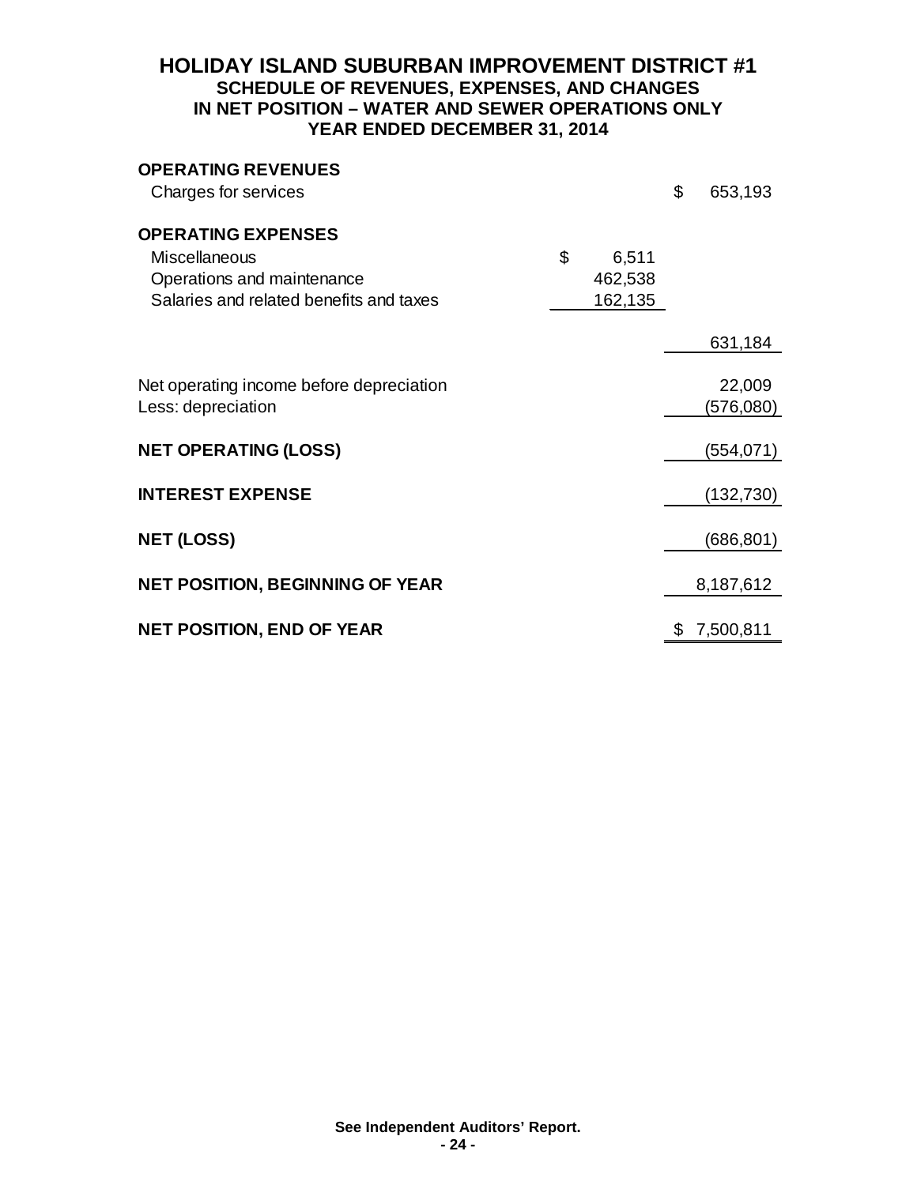# HOLIDAY ISLAND SUBURBAN IMPROVEMENT DISTRICT #1
## SCHEDULE OF REVENUES, EXPENSES, AND CHANGES IN NET POSITION – WATER AND SEWER OPERATIONS ONLY
## YEAR ENDED DECEMBER 31, 2014

| | | |
|---|---|---|
| **OPERATING REVENUES** | | |
| Charges for services | | $ 653,193 |
| **OPERATING EXPENSES** | | |
| Miscellaneous | $ 6,511 | |
| Operations and maintenance | 462,538 | |
| Salaries and related benefits and taxes | 162,135 | |
| | | 631,184 |
| Net operating income before depreciation | | 22,009 |
| Less: depreciation | | (576,080) |
| **NET OPERATING (LOSS)** | | (554,071) |
| **INTEREST EXPENSE** | | (132,730) |
| **NET (LOSS)** | | (686,801) |
| **NET POSITION, BEGINNING OF YEAR** | | 8,187,612 |
| **NET POSITION, END OF YEAR** | | $ 7,500,811 |

**See Independent Auditors' Report.**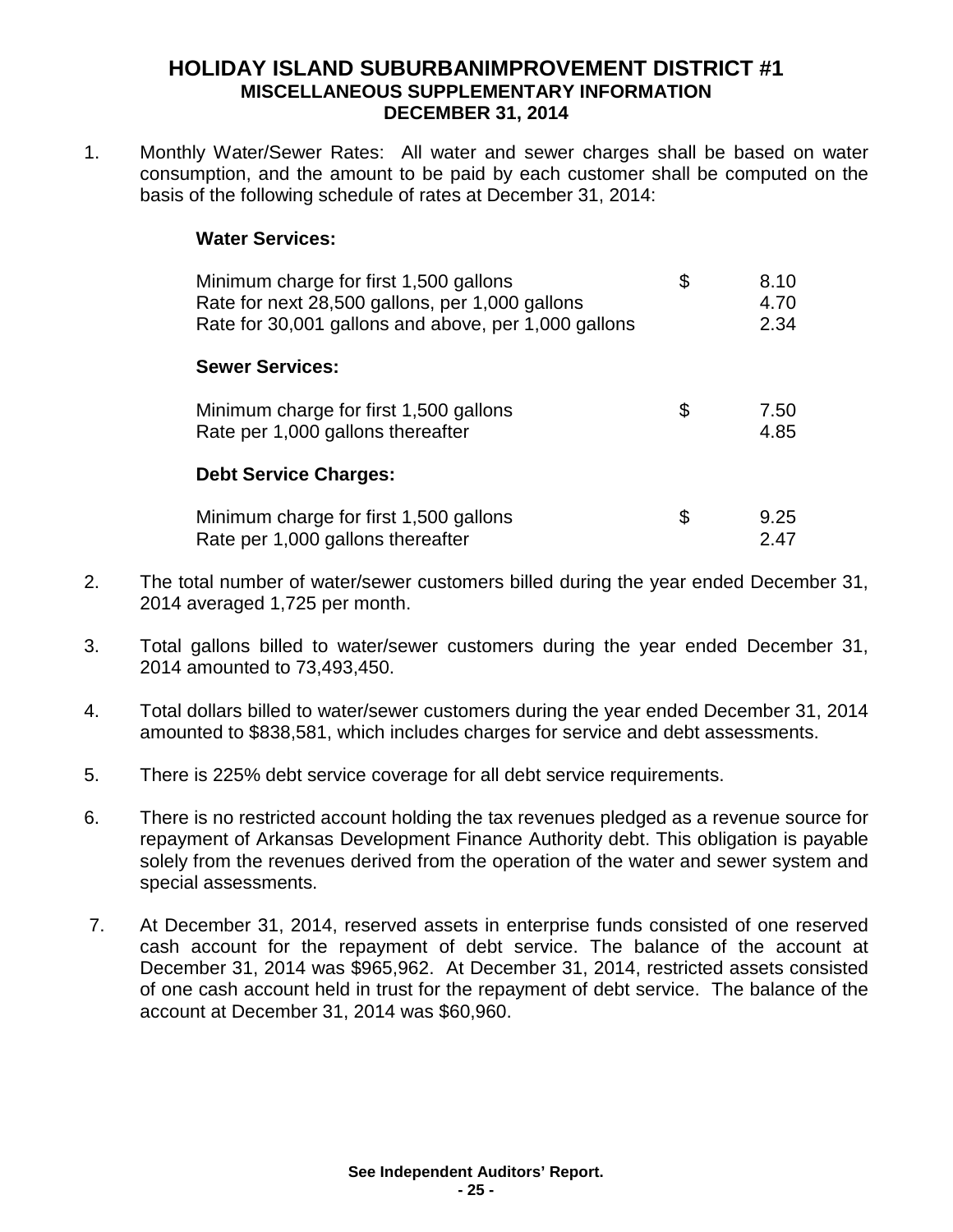# HOLIDAY ISLAND SUBURBANIMPROVEMENT DISTRICT #1
## MISCELLANEOUS SUPPLEMENTARY INFORMATION
## DECEMBER 31, 2014

1. Monthly Water/Sewer Rates: All water and sewer charges shall be based on water consumption, and the amount to be paid by each customer shall be computed on the basis of the following schedule of rates at December 31, 2014:

   **Water Services:**

   | | | |
   |---|---|---|
   | Minimum charge for first 1,500 gallons | $ | 8.10 |
   | Rate for next 28,500 gallons, per 1,000 gallons | | 4.70 |
   | Rate for 30,001 gallons and above, per 1,000 gallons | | 2.34 |

   **Sewer Services:**

   | | | |
   |---|---|---|
   | Minimum charge for first 1,500 gallons | $ | 7.50 |
   | Rate per 1,000 gallons thereafter | | 4.85 |

   **Debt Service Charges:**

   | | | |
   |---|---|---|
   | Minimum charge for first 1,500 gallons | $ | 9.25 |
   | Rate per 1,000 gallons thereafter | | 2.47 |

2. The total number of water/sewer customers billed during the year ended December 31, 2014 averaged 1,725 per month.

3. Total gallons billed to water/sewer customers during the year ended December 31, 2014 amounted to 73,493,450.

4. Total dollars billed to water/sewer customers during the year ended December 31, 2014 amounted to $838,581, which includes charges for service and debt assessments.

5. There is 225% debt service coverage for all debt service requirements.

6. There is no restricted account holding the tax revenues pledged as a revenue source for repayment of Arkansas Development Finance Authority debt. This obligation is payable solely from the revenues derived from the operation of the water and sewer system and special assessments.

7. At December 31, 2014, reserved assets in enterprise funds consisted of one reserved cash account for the repayment of debt service. The balance of the account at December 31, 2014 was $965,962. At December 31, 2014, restricted assets consisted of one cash account held in trust for the repayment of debt service. The balance of the account at December 31, 2014 was $60,960.

**See Independent Auditors' Report.**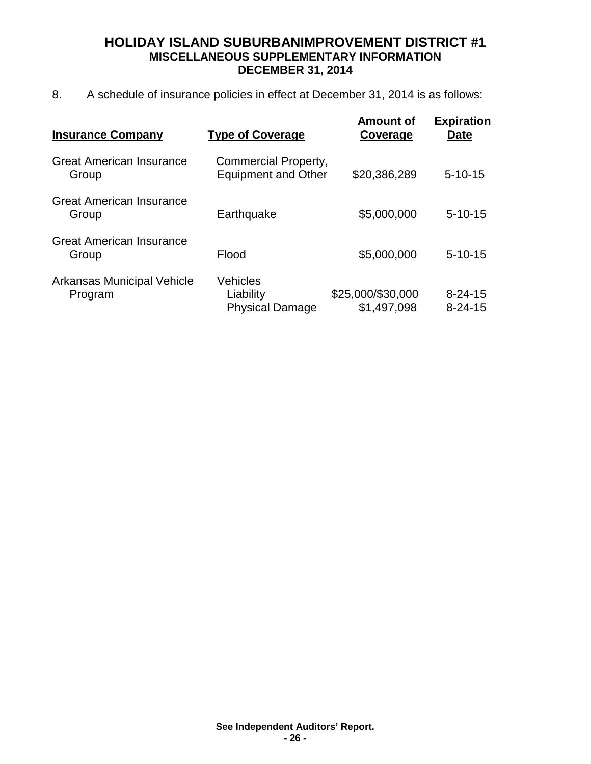# HOLIDAY ISLAND SUBURBANIMPROVEMENT DISTRICT #1
## MISCELLANEOUS SUPPLEMENTARY INFORMATION
## DECEMBER 31, 2014

8. A schedule of insurance policies in effect at December 31, 2014 is as follows:

| Insurance Company | Type of Coverage | Amount of Coverage | Expiration Date |
|---|---|---|---|
| Great American Insurance Group | Commercial Property, Equipment and Other | $20,386,289 | 5-10-15 |
| Great American Insurance Group | Earthquake | $5,000,000 | 5-10-15 |
| Great American Insurance Group | Flood | $5,000,000 | 5-10-15 |
| Arkansas Municipal Vehicle Program | Vehicles | | |
| | Liability | $25,000/$30,000 | 8-24-15 |
| | Physical Damage | $1,497,098 | 8-24-15 |

**See Independent Auditors' Report.**